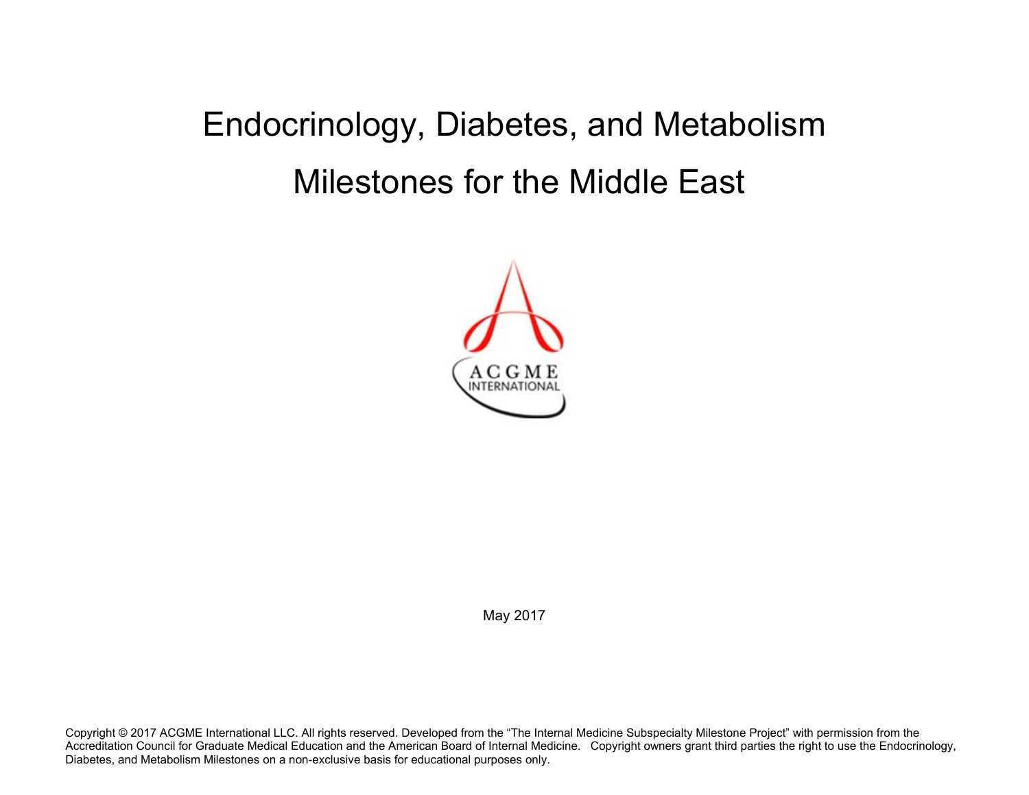# Endocrinology, Diabetes, and Metabolism

# Milestones for the Middle East

ACGME INTERNATIONAL

May 2017

Copyright © 2017 ACGME International LLC. All rights reserved. Developed from the "The Internal Medicine Subspecialty Milestone Project" with permission from the Accreditation Council for Graduate Medical Education and the American Board of Internal Medicine. Copyright owners grant third parties the right to use the Endocrinology, Diabetes, and Metabolism Milestones on a non-exclusive basis for educational purposes only.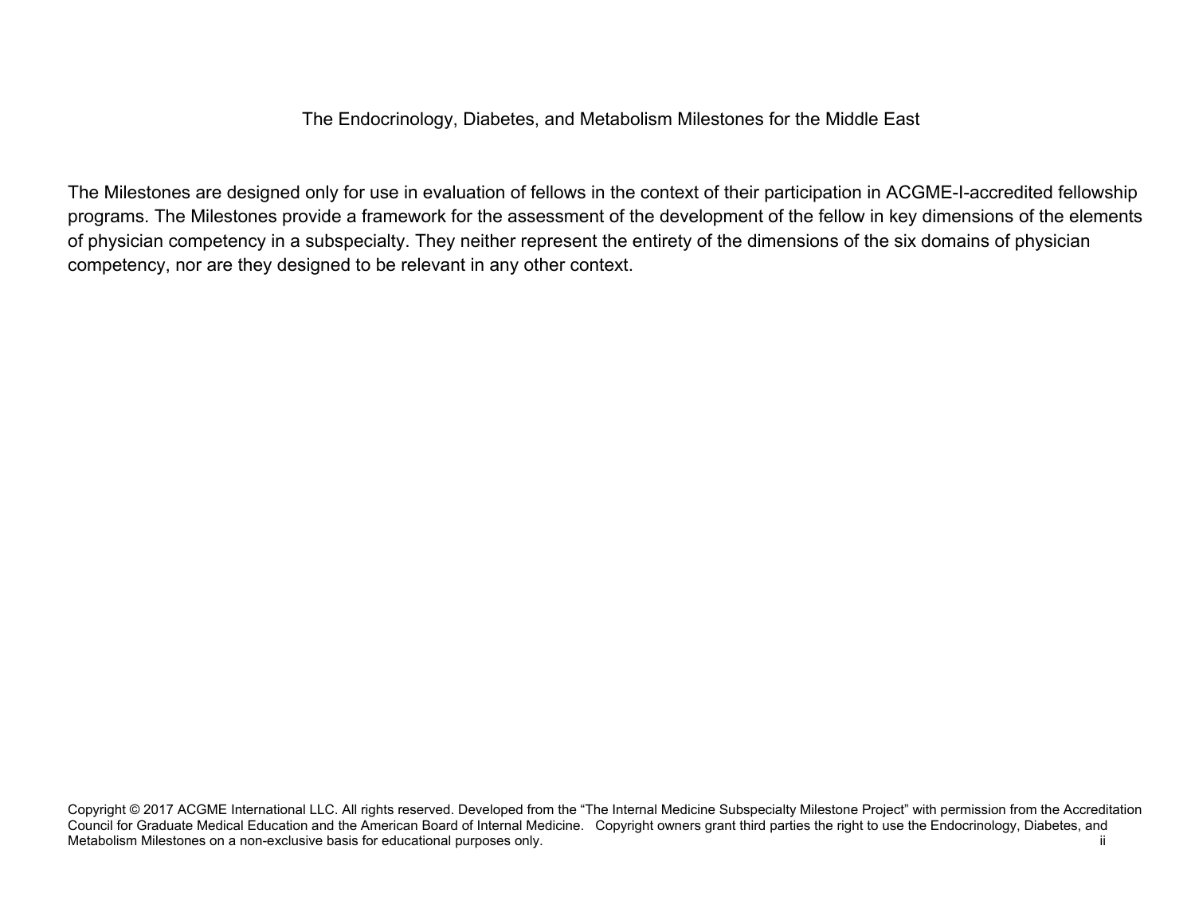The Endocrinology, Diabetes, and Metabolism Milestones for the Middle East

The Milestones are designed only for use in evaluation of fellows in the context of their participation in ACGME-I-accredited fellowship programs. The Milestones provide a framework for the assessment of the development of the fellow in key dimensions of the elements of physician competency in a subspecialty. They neither represent the entirety of the dimensions of the six domains of physician competency, nor are they designed to be relevant in any other context.

Copyright © 2017 ACGME International LLC. All rights reserved. Developed from the "The Internal Medicine Subspecialty Milestone Project" with permission from the Accreditation Council for Graduate Medical Education and the American Board of Internal Medicine. Copyright owners grant third parties the right to use the Endocrinology, Diabetes, and Metabolism Milestones on a non-exclusive basis for educational purposes only.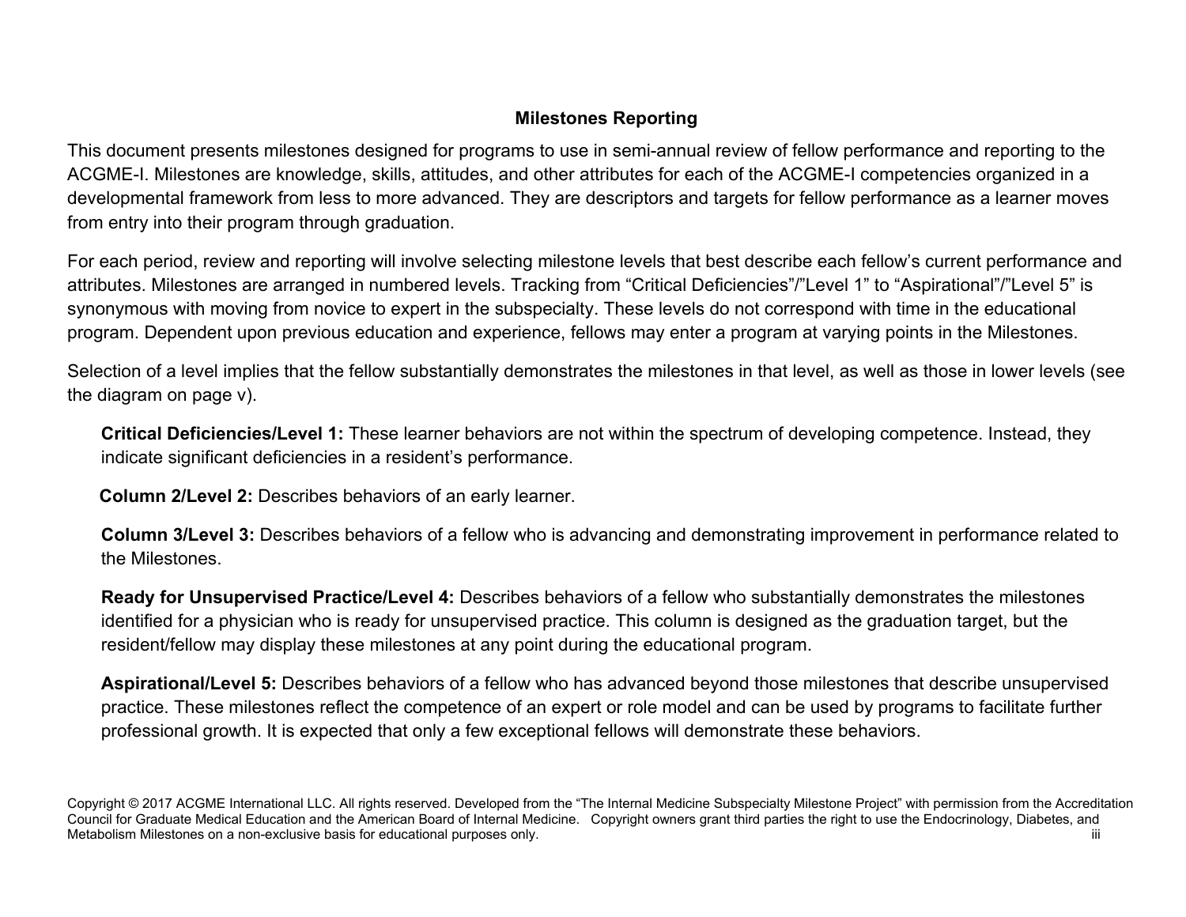## Milestones Reporting

This document presents milestones designed for programs to use in semi-annual review of fellow performance and reporting to the ACGME-I. Milestones are knowledge, skills, attitudes, and other attributes for each of the ACGME-I competencies organized in a developmental framework from less to more advanced. They are descriptors and targets for fellow performance as a learner moves from entry into their program through graduation.

For each period, review and reporting will involve selecting milestone levels that best describe each fellow's current performance and attributes. Milestones are arranged in numbered levels. Tracking from "Critical Deficiencies"/"Level 1" to "Aspirational"/"Level 5" is synonymous with moving from novice to expert in the subspecialty. These levels do not correspond with time in the educational program. Dependent upon previous education and experience, fellows may enter a program at varying points in the Milestones.

Selection of a level implies that the fellow substantially demonstrates the milestones in that level, as well as those in lower levels (see the diagram on page v).

**Critical Deficiencies/Level 1:** These learner behaviors are not within the spectrum of developing competence. Instead, they indicate significant deficiencies in a resident's performance.

**Column 2/Level 2:** Describes behaviors of an early learner.

**Column 3/Level 3:** Describes behaviors of a fellow who is advancing and demonstrating improvement in performance related to the Milestones.

**Ready for Unsupervised Practice/Level 4:** Describes behaviors of a fellow who substantially demonstrates the milestones identified for a physician who is ready for unsupervised practice. This column is designed as the graduation target, but the resident/fellow may display these milestones at any point during the educational program.

**Aspirational/Level 5:** Describes behaviors of a fellow who has advanced beyond those milestones that describe unsupervised practice. These milestones reflect the competence of an expert or role model and can be used by programs to facilitate further professional growth. It is expected that only a few exceptional fellows will demonstrate these behaviors.

Copyright © 2017 ACGME International LLC. All rights reserved. Developed from the "The Internal Medicine Subspecialty Milestone Project" with permission from the Accreditation Council for Graduate Medical Education and the American Board of Internal Medicine. Copyright owners grant third parties the right to use the Endocrinology, Diabetes, and Metabolism Milestones on a non-exclusive basis for educational purposes only.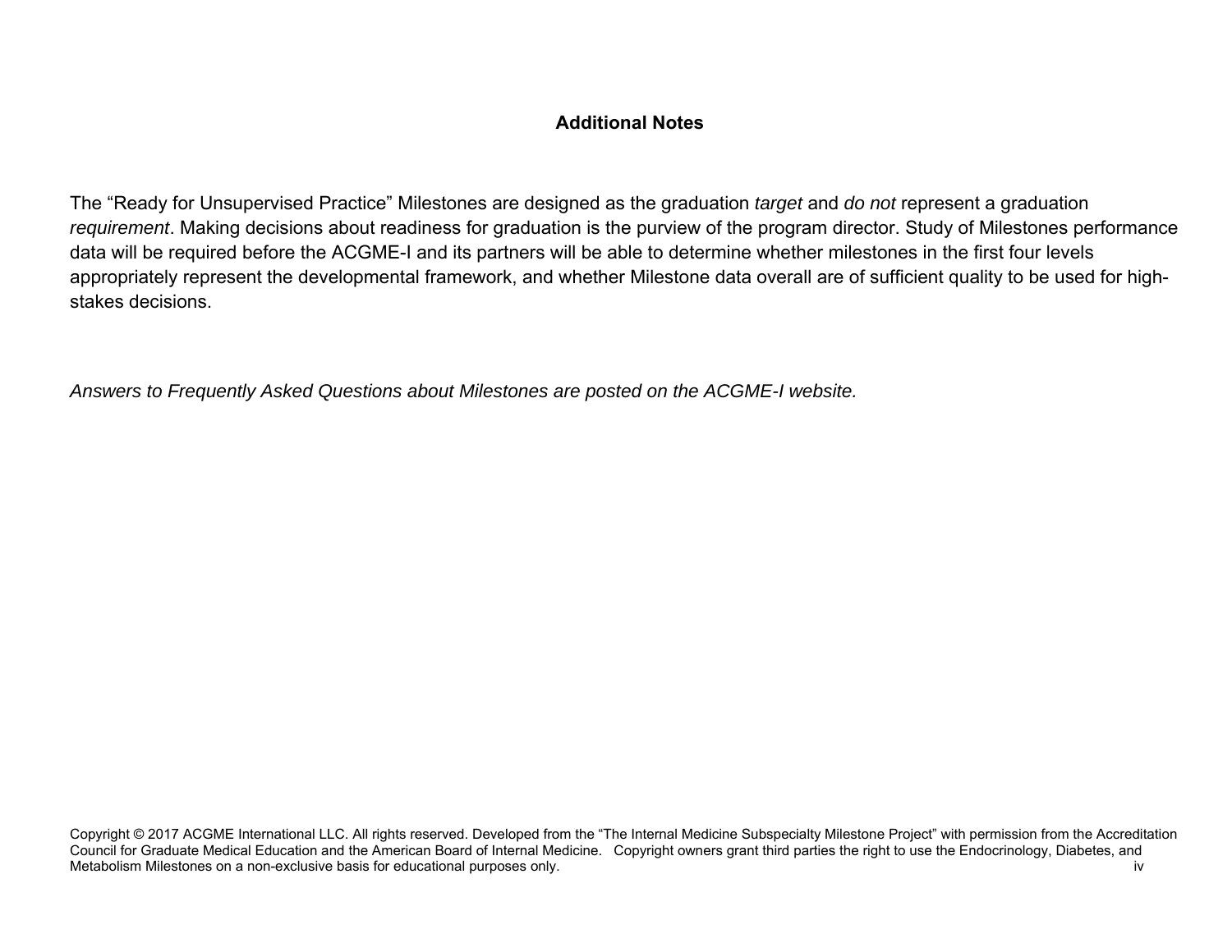## Additional Notes

The “Ready for Unsupervised Practice” Milestones are designed as the graduation *target* and *do not* represent a graduation *requirement*. Making decisions about readiness for graduation is the purview of the program director. Study of Milestones performance data will be required before the ACGME-I and its partners will be able to determine whether milestones in the first four levels appropriately represent the developmental framework, and whether Milestone data overall are of sufficient quality to be used for high-stakes decisions.

*Answers to Frequently Asked Questions about Milestones are posted on the ACGME-I website.*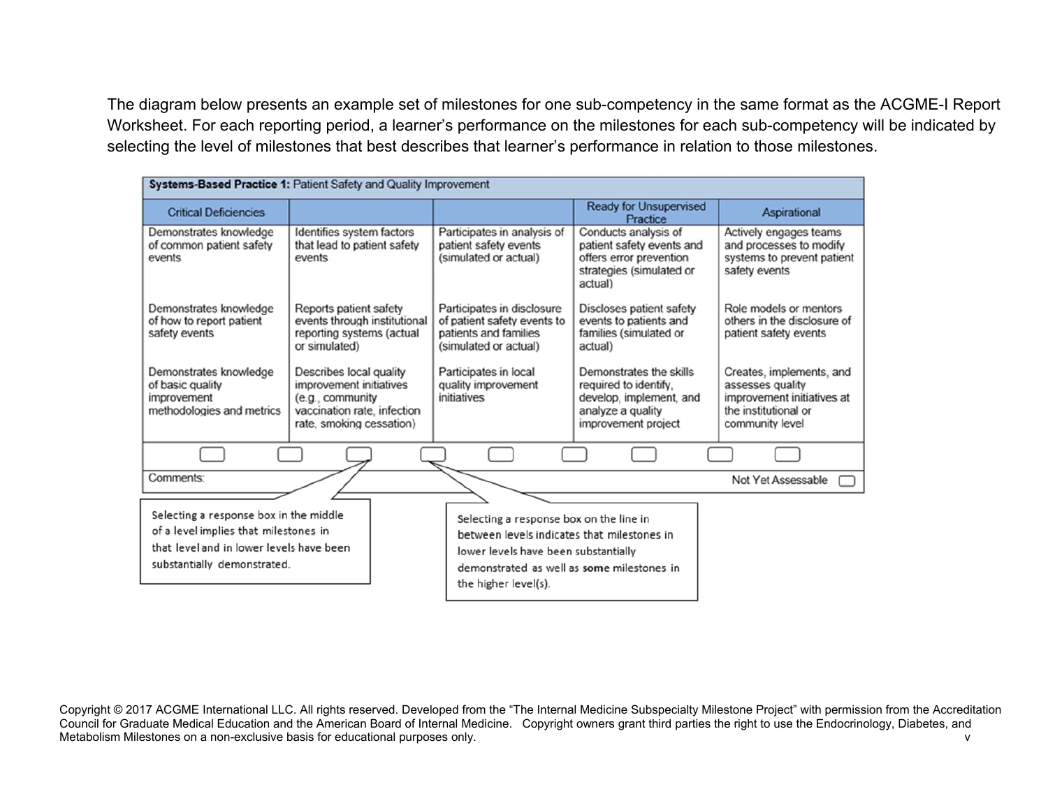The diagram below presents an example set of milestones for one sub-competency in the same format as the ACGME-I Report Worksheet. For each reporting period, a learner's performance on the milestones for each sub-competency will be indicated by selecting the level of milestones that best describes that learner's performance in relation to those milestones.

**Systems-Based Practice 1:** Patient Safety and Quality Improvement

| Critical Deficiencies | | | Ready for Unsupervised Practice | Aspirational |
|---|---|---|---|---|
| Demonstrates knowledge of common patient safety events | Identifies system factors that lead to patient safety events | Participates in analysis of patient safety events (simulated or actual) | Conducts analysis of patient safety events and offers error prevention strategies (simulated or actual) | Actively engages teams and processes to modify systems to prevent patient safety events |
| Demonstrates knowledge of how to report patient safety events | Reports patient safety events through institutional reporting systems (actual or simulated) | Participates in disclosure of patient safety events to patients and families (simulated or actual) | Discloses patient safety events to patients and families (simulated or actual) | Role models or mentors others in the disclosure of patient safety events |
| Demonstrates knowledge of basic quality improvement methodologies and metrics | Describes local quality improvement initiatives (e.g., community vaccination rate, infection rate, smoking cessation) | Participates in local quality improvement initiatives | Demonstrates the skills required to identify, develop, implement, and analyze a quality improvement project | Creates, implements, and assesses quality improvement initiatives at the institutional or community level |

Comments:

Not Yet Assessable

Selecting a response box in the middle of a level implies that milestones in that level and in lower levels have been substantially demonstrated.

Selecting a response box on the line in between levels indicates that milestones in lower levels have been substantially demonstrated as well as **some** milestones in the higher level(s).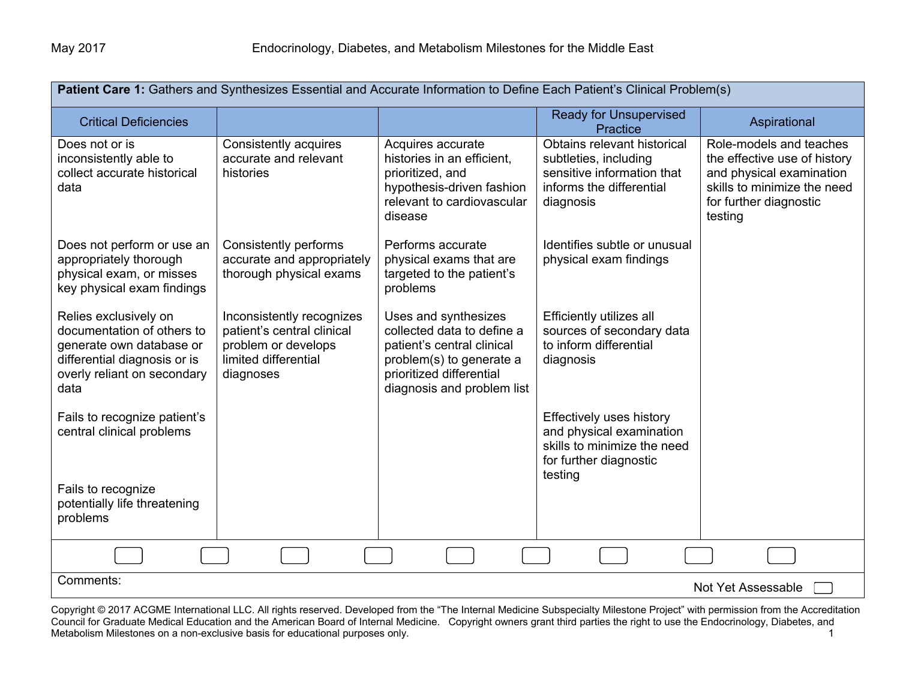**Patient Care 1:** Gathers and Synthesizes Essential and Accurate Information to Define Each Patient's Clinical Problem(s)

| Critical Deficiencies | | | Ready for Unsupervised Practice | Aspirational |
|---|---|---|---|---|
| Does not or is inconsistently able to collect accurate historical data | Consistently acquires accurate and relevant histories | Acquires accurate histories in an efficient, prioritized, and hypothesis-driven fashion relevant to cardiovascular disease | Obtains relevant historical subtleties, including sensitive information that informs the differential diagnosis | Role-models and teaches the effective use of history and physical examination skills to minimize the need for further diagnostic testing |
| Does not perform or use an appropriately thorough physical exam, or misses key physical exam findings | Consistently performs accurate and appropriately thorough physical exams | Performs accurate physical exams that are targeted to the patient's problems | Identifies subtle or unusual physical exam findings | |
| Relies exclusively on documentation of others to generate own database or differential diagnosis or is overly reliant on secondary data | Inconsistently recognizes patient's central clinical problem or develops limited differential diagnoses | Uses and synthesizes collected data to define a patient's central clinical problem(s) to generate a prioritized differential diagnosis and problem list | Efficiently utilizes all sources of secondary data to inform differential diagnosis | |
| Fails to recognize patient's central clinical problems | | | Effectively uses history and physical examination skills to minimize the need for further diagnostic testing | |
| Fails to recognize potentially life threatening problems | | | | |

Comments:

Not Yet Assessable

Copyright © 2017 ACGME International LLC. All rights reserved. Developed from the "The Internal Medicine Subspecialty Milestone Project" with permission from the Accreditation Council for Graduate Medical Education and the American Board of Internal Medicine. Copyright owners grant third parties the right to use the Endocrinology, Diabetes, and Metabolism Milestones on a non-exclusive basis for educational purposes only.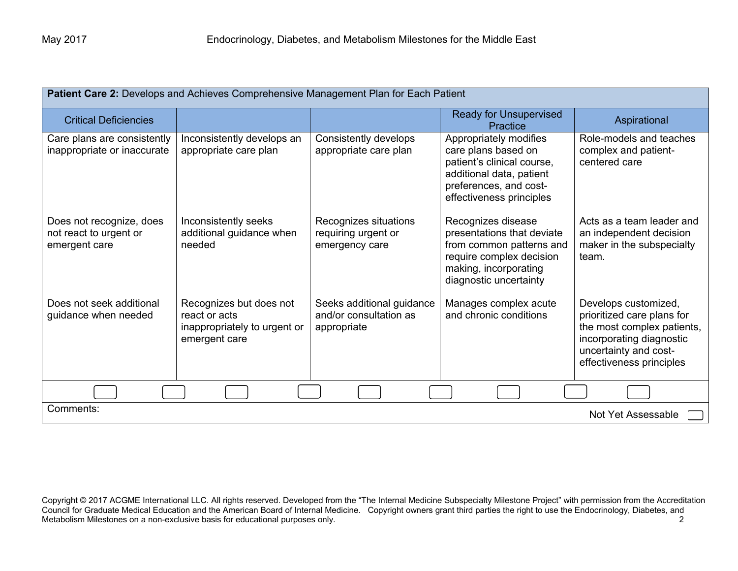**Patient Care 2:** Develops and Achieves Comprehensive Management Plan for Each Patient

| Critical Deficiencies | | | Ready for Unsupervised Practice | Aspirational |
|---|---|---|---|---|
| Care plans are consistently inappropriate or inaccurate<br><br>Does not recognize, does not react to urgent or emergent care<br><br>Does not seek additional guidance when needed | Inconsistently develops an appropriate care plan<br><br>Inconsistently seeks additional guidance when needed<br><br>Recognizes but does not react or acts inappropriately to urgent or emergent care | Consistently develops appropriate care plan<br><br>Recognizes situations requiring urgent or emergency care<br><br>Seeks additional guidance and/or consultation as appropriate | Appropriately modifies care plans based on patient's clinical course, additional data, patient preferences, and cost-effectiveness principles<br><br>Recognizes disease presentations that deviate from common patterns and require complex decision making, incorporating diagnostic uncertainty<br><br>Manages complex acute and chronic conditions | Role-models and teaches complex and patient-centered care<br><br>Acts as a team leader and an independent decision maker in the subspecialty team.<br><br>Develops customized, prioritized care plans for the most complex patients, incorporating diagnostic uncertainty and cost-effectiveness principles |

Comments:

Not Yet Assessable

Copyright © 2017 ACGME International LLC. All rights reserved. Developed from the "The Internal Medicine Subspecialty Milestone Project" with permission from the Accreditation Council for Graduate Medical Education and the American Board of Internal Medicine. Copyright owners grant third parties the right to use the Endocrinology, Diabetes, and Metabolism Milestones on a non-exclusive basis for educational purposes only.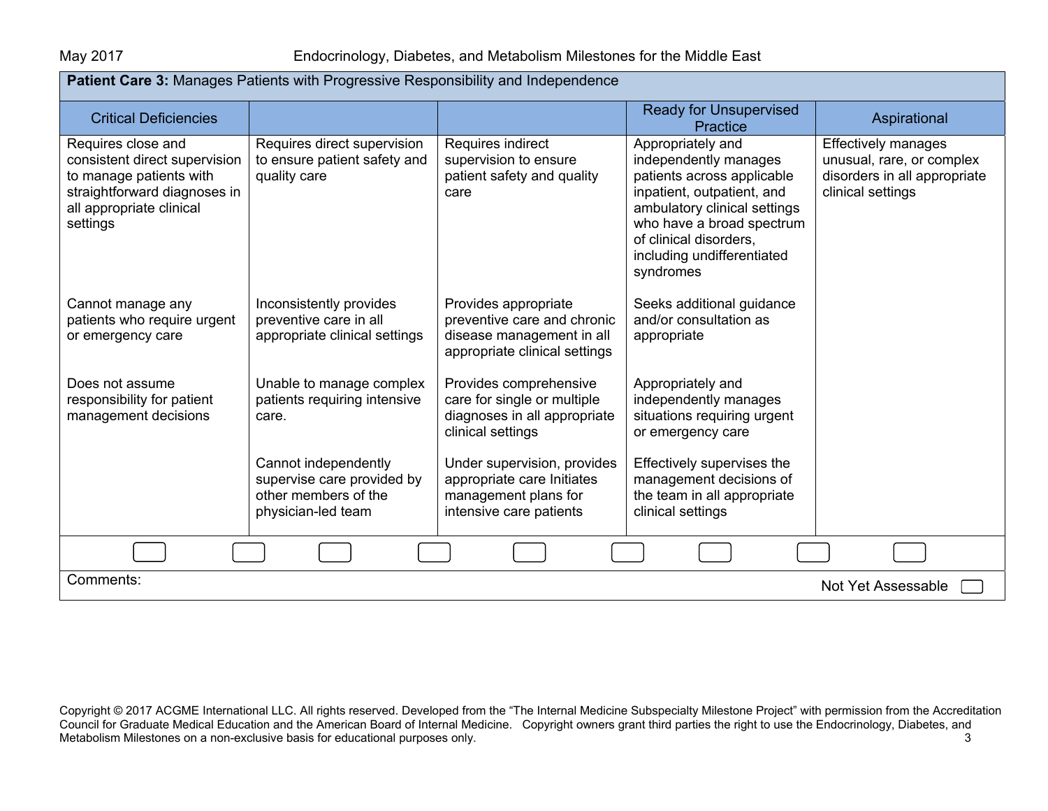**Patient Care 3:** Manages Patients with Progressive Responsibility and Independence

| Critical Deficiencies | | | Ready for Unsupervised Practice | Aspirational |
|---|---|---|---|---|
| Requires close and consistent direct supervision to manage patients with straightforward diagnoses in all appropriate clinical settings | Requires direct supervision to ensure patient safety and quality care | Requires indirect supervision to ensure patient safety and quality care | Appropriately and independently manages patients across applicable inpatient, outpatient, and ambulatory clinical settings who have a broad spectrum of clinical disorders, including undifferentiated syndromes | Effectively manages unusual, rare, or complex disorders in all appropriate clinical settings |
| Cannot manage any patients who require urgent or emergency care | Inconsistently provides preventive care in all appropriate clinical settings | Provides appropriate preventive care and chronic disease management in all appropriate clinical settings | Seeks additional guidance and/or consultation as appropriate | |
| Does not assume responsibility for patient management decisions | Unable to manage complex patients requiring intensive care. | Provides comprehensive care for single or multiple diagnoses in all appropriate clinical settings | Appropriately and independently manages situations requiring urgent or emergency care | |
| | Cannot independently supervise care provided by other members of the physician-led team | Under supervision, provides appropriate care Initiates management plans for intensive care patients | Effectively supervises the management decisions of the team in all appropriate clinical settings | |

Comments:

Not Yet Assessable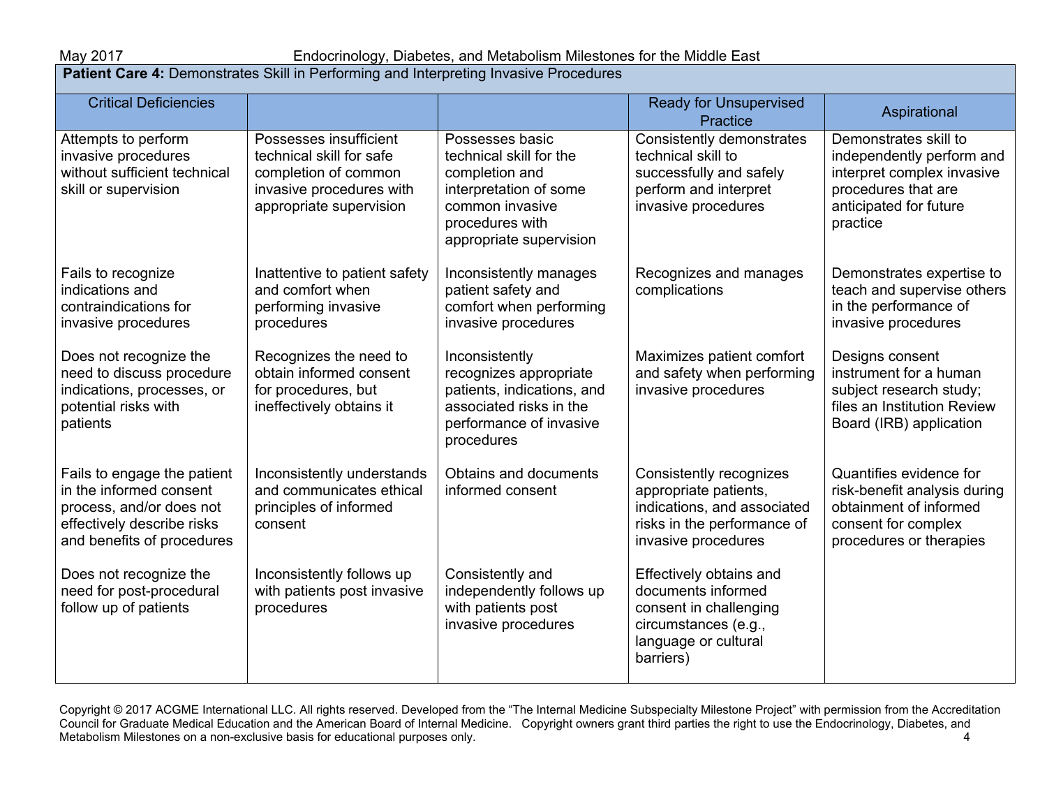**Patient Care 4:** Demonstrates Skill in Performing and Interpreting Invasive Procedures

| Critical Deficiencies | | | Ready for Unsupervised Practice | Aspirational |
|---|---|---|---|---|
| Attempts to perform invasive procedures without sufficient technical skill or supervision | Possesses insufficient technical skill for safe completion of common invasive procedures with appropriate supervision | Possesses basic technical skill for the completion and interpretation of some common invasive procedures with appropriate supervision | Consistently demonstrates technical skill to successfully and safely perform and interpret invasive procedures | Demonstrates skill to independently perform and interpret complex invasive procedures that are anticipated for future practice |
| Fails to recognize indications and contraindications for invasive procedures | Inattentive to patient safety and comfort when performing invasive procedures | Inconsistently manages patient safety and comfort when performing invasive procedures | Recognizes and manages complications | Demonstrates expertise to teach and supervise others in the performance of invasive procedures |
| Does not recognize the need to discuss procedure indications, processes, or potential risks with patients | Recognizes the need to obtain informed consent for procedures, but ineffectively obtains it | Inconsistently recognizes appropriate patients, indications, and associated risks in the performance of invasive procedures | Maximizes patient comfort and safety when performing invasive procedures | Designs consent instrument for a human subject research study; files an Institution Review Board (IRB) application |
| Fails to engage the patient in the informed consent process, and/or does not effectively describe risks and benefits of procedures | Inconsistently understands and communicates ethical principles of informed consent | Obtains and documents informed consent | Consistently recognizes appropriate patients, indications, and associated risks in the performance of invasive procedures | Quantifies evidence for risk-benefit analysis during obtainment of informed consent for complex procedures or therapies |
| Does not recognize the need for post-procedural follow up of patients | Inconsistently follows up with patients post invasive procedures | Consistently and independently follows up with patients post invasive procedures | Effectively obtains and documents informed consent in challenging circumstances (e.g., language or cultural barriers) | |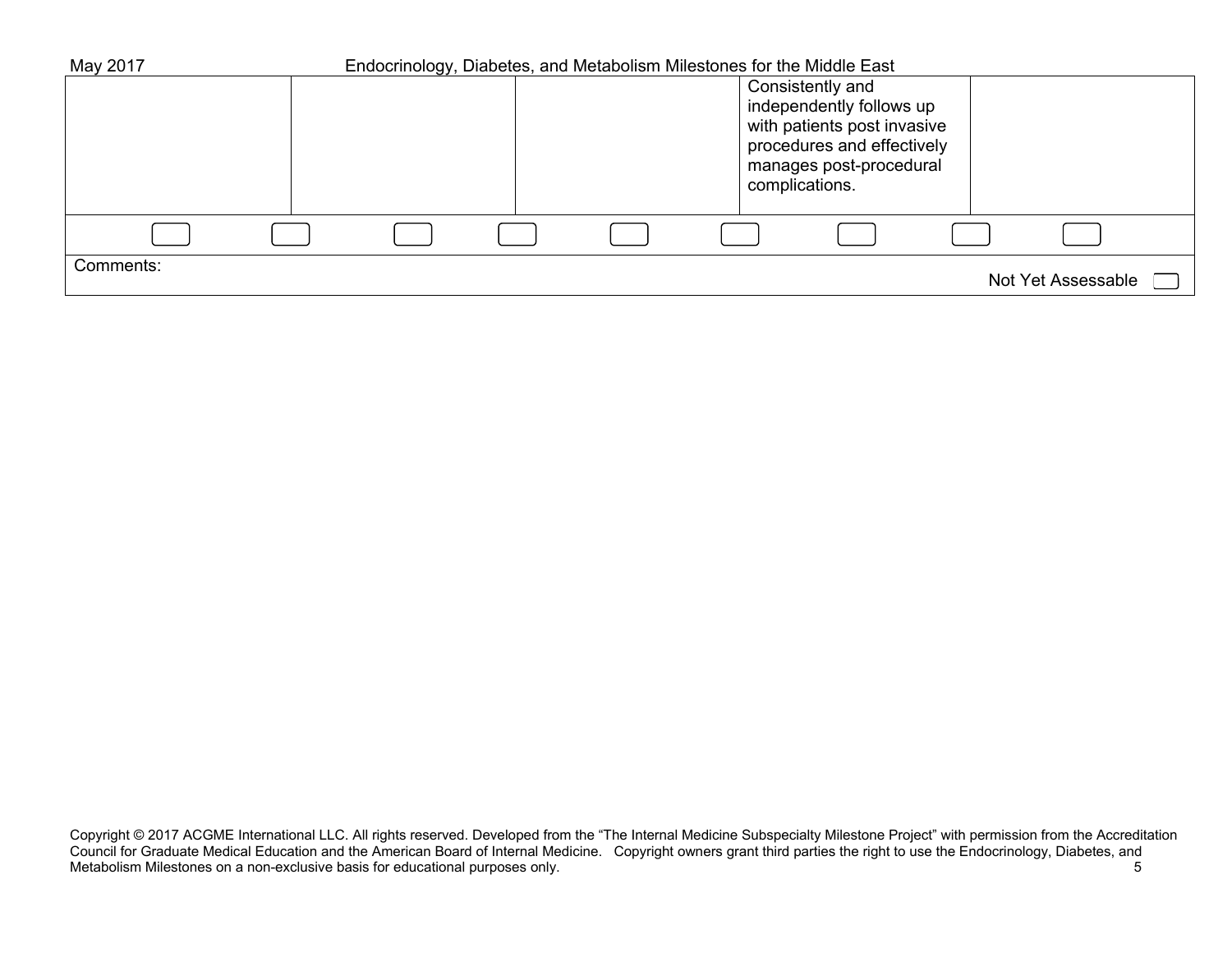| | | | | |
|---|---|---|---|---|
| | | | Consistently and independently follows up with patients post invasive procedures and effectively manages post-procedural complications. | |
| ☐ ☐ | ☐ ☐ | ☐ ☐ | ☐ ☐ | ☐ |

Comments:

Not Yet Assessable ☐

Copyright © 2017 ACGME International LLC. All rights reserved. Developed from the "The Internal Medicine Subspecialty Milestone Project" with permission from the Accreditation Council for Graduate Medical Education and the American Board of Internal Medicine. Copyright owners grant third parties the right to use the Endocrinology, Diabetes, and Metabolism Milestones on a non-exclusive basis for educational purposes only.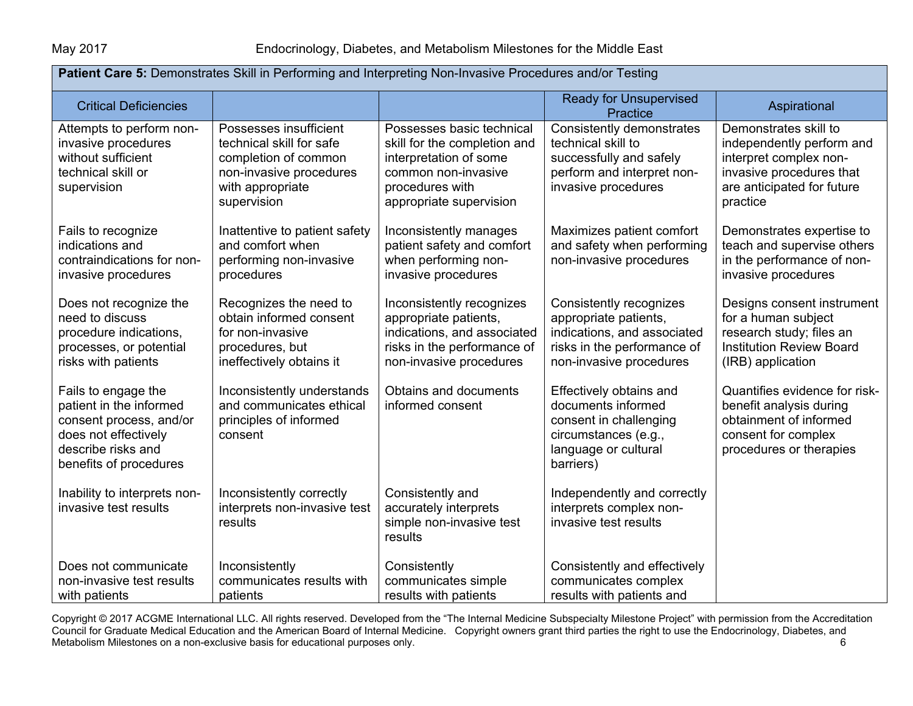| **Patient Care 5:** Demonstrates Skill in Performing and Interpreting Non-Invasive Procedures and/or Testing | | | | |
|---|---|---|---|---|
| Critical Deficiencies | | | Ready for Unsupervised Practice | Aspirational |
| Attempts to perform non-invasive procedures without sufficient technical skill or supervision | Possesses insufficient technical skill for safe completion of common non-invasive procedures with appropriate supervision | Possesses basic technical skill for the completion and interpretation of some common non-invasive procedures with appropriate supervision | Consistently demonstrates technical skill to successfully and safely perform and interpret non-invasive procedures | Demonstrates skill to independently perform and interpret complex non-invasive procedures that are anticipated for future practice |
| Fails to recognize indications and contraindications for non-invasive procedures | Inattentive to patient safety and comfort when performing non-invasive procedures | Inconsistently manages patient safety and comfort when performing non-invasive procedures | Maximizes patient comfort and safety when performing non-invasive procedures | Demonstrates expertise to teach and supervise others in the performance of non-invasive procedures |
| Does not recognize the need to discuss procedure indications, processes, or potential risks with patients | Recognizes the need to obtain informed consent for non-invasive procedures, but ineffectively obtains it | Inconsistently recognizes appropriate patients, indications, and associated risks in the performance of non-invasive procedures | Consistently recognizes appropriate patients, indications, and associated risks in the performance of non-invasive procedures | Designs consent instrument for a human subject research study; files an Institution Review Board (IRB) application |
| Fails to engage the patient in the informed consent process, and/or does not effectively describe risks and benefits of procedures | Inconsistently understands and communicates ethical principles of informed consent | Obtains and documents informed consent | Effectively obtains and documents informed consent in challenging circumstances (e.g., language or cultural barriers) | Quantifies evidence for risk-benefit analysis during obtainment of informed consent for complex procedures or therapies |
| Inability to interprets non-invasive test results | Inconsistently correctly interprets non-invasive test results | Consistently and accurately interprets simple non-invasive test results | Independently and correctly interprets complex non-invasive test results | |
| Does not communicate non-invasive test results with patients | Inconsistently communicates results with patients | Consistently communicates simple results with patients | Consistently and effectively communicates complex results with patients and | |

Copyright © 2017 ACGME International LLC. All rights reserved. Developed from the "The Internal Medicine Subspecialty Milestone Project" with permission from the Accreditation Council for Graduate Medical Education and the American Board of Internal Medicine. Copyright owners grant third parties the right to use the Endocrinology, Diabetes, and Metabolism Milestones on a non-exclusive basis for educational purposes only.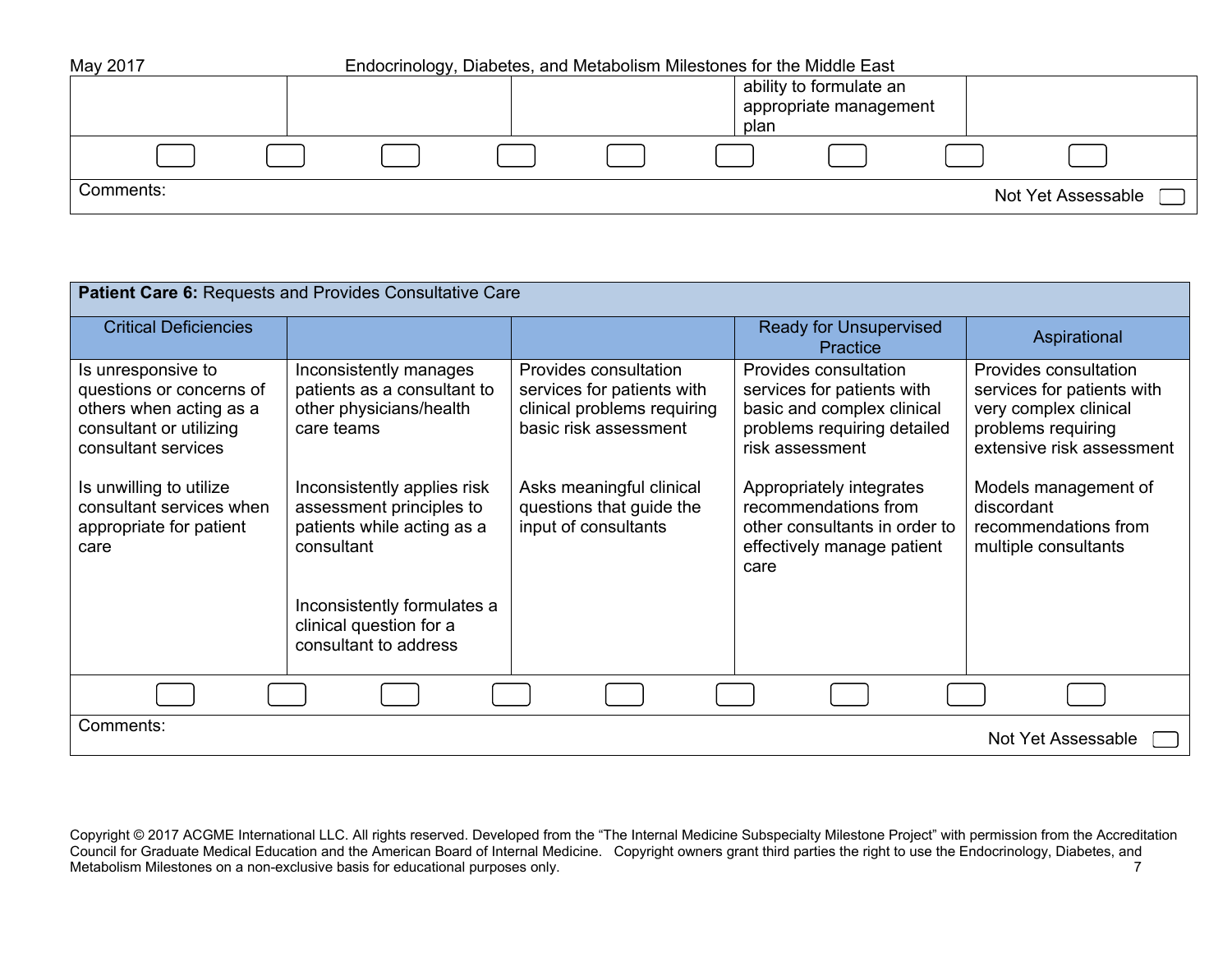| | | | ability to formulate an appropriate management plan | |
|---|---|---|---|---|
| ☐ ☐ | ☐ ☐ | ☐ ☐ | ☐ ☐ | ☐ |

Comments:

Not Yet Assessable ☐

| **Patient Care 6:** Requests and Provides Consultative Care | | | | |
|---|---|---|---|---|
| Critical Deficiencies | | | Ready for Unsupervised Practice | Aspirational |
| Is unresponsive to questions or concerns of others when acting as a consultant or utilizing consultant services<br><br>Is unwilling to utilize consultant services when appropriate for patient care | Inconsistently manages patients as a consultant to other physicians/health care teams<br><br>Inconsistently applies risk assessment principles to patients while acting as a consultant<br><br>Inconsistently formulates a clinical question for a consultant to address | Provides consultation services for patients with clinical problems requiring basic risk assessment<br><br>Asks meaningful clinical questions that guide the input of consultants | Provides consultation services for patients with basic and complex clinical problems requiring detailed risk assessment<br><br>Appropriately integrates recommendations from other consultants in order to effectively manage patient care | Provides consultation services for patients with very complex clinical problems requiring extensive risk assessment<br><br>Models management of discordant recommendations from multiple consultants |
| ☐ ☐ | ☐ ☐ | ☐ ☐ | ☐ ☐ | ☐ |

Comments:

Not Yet Assessable ☐

Copyright © 2017 ACGME International LLC. All rights reserved. Developed from the "The Internal Medicine Subspecialty Milestone Project" with permission from the Accreditation Council for Graduate Medical Education and the American Board of Internal Medicine. Copyright owners grant third parties the right to use the Endocrinology, Diabetes, and Metabolism Milestones on a non-exclusive basis for educational purposes only.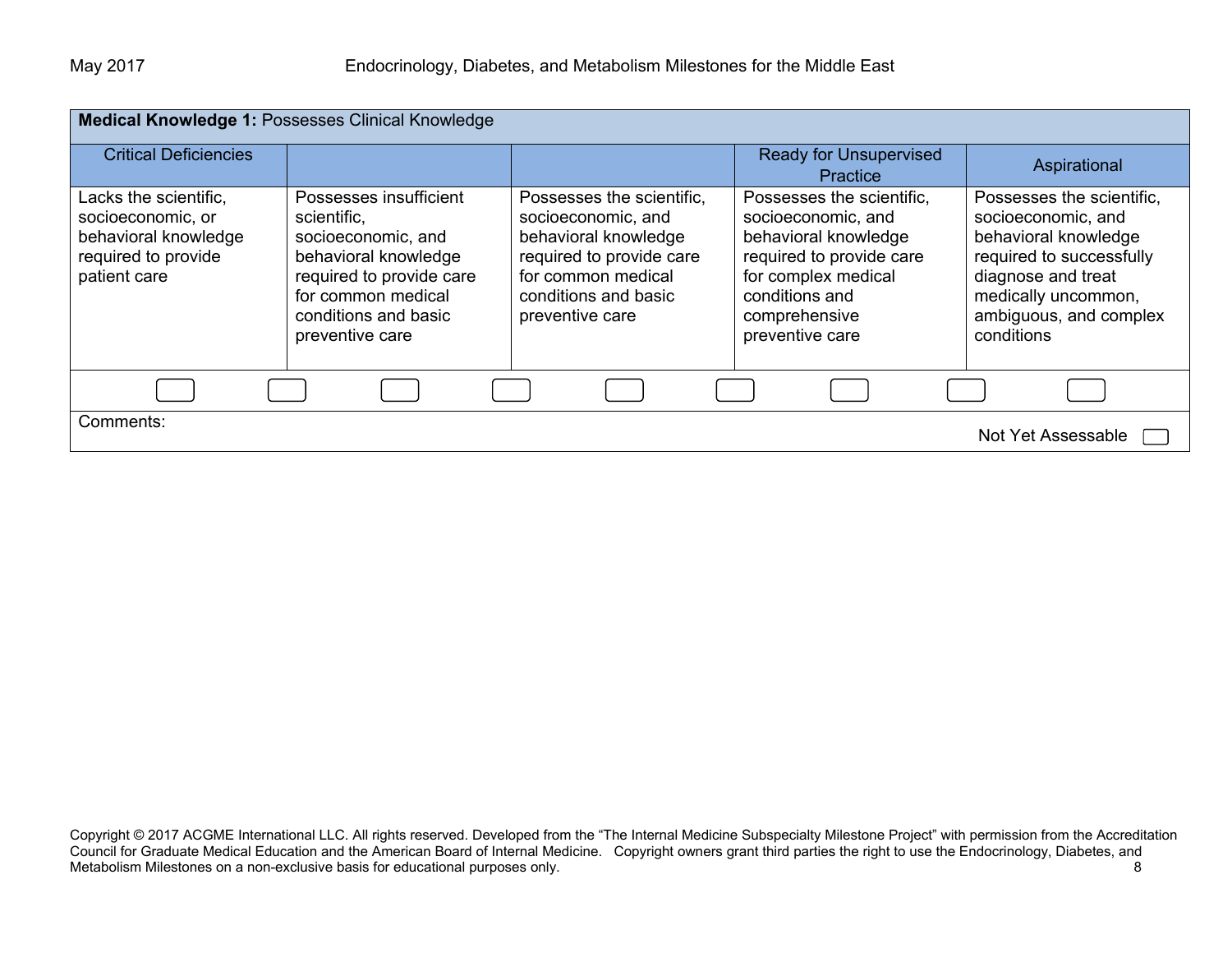| **Medical Knowledge 1:** Possesses Clinical Knowledge | | | | |
|---|---|---|---|---|
| Critical Deficiencies | | | Ready for Unsupervised Practice | Aspirational |
| Lacks the scientific, socioeconomic, or behavioral knowledge required to provide patient care | Possesses insufficient scientific, socioeconomic, and behavioral knowledge required to provide care for common medical conditions and basic preventive care | Possesses the scientific, socioeconomic, and behavioral knowledge required to provide care for common medical conditions and basic preventive care | Possesses the scientific, socioeconomic, and behavioral knowledge required to provide care for complex medical conditions and comprehensive preventive care | Possesses the scientific, socioeconomic, and behavioral knowledge required to successfully diagnose and treat medically uncommon, ambiguous, and complex conditions |

Comments:

Not Yet Assessable

Copyright © 2017 ACGME International LLC. All rights reserved. Developed from the "The Internal Medicine Subspecialty Milestone Project" with permission from the Accreditation Council for Graduate Medical Education and the American Board of Internal Medicine. Copyright owners grant third parties the right to use the Endocrinology, Diabetes, and Metabolism Milestones on a non-exclusive basis for educational purposes only.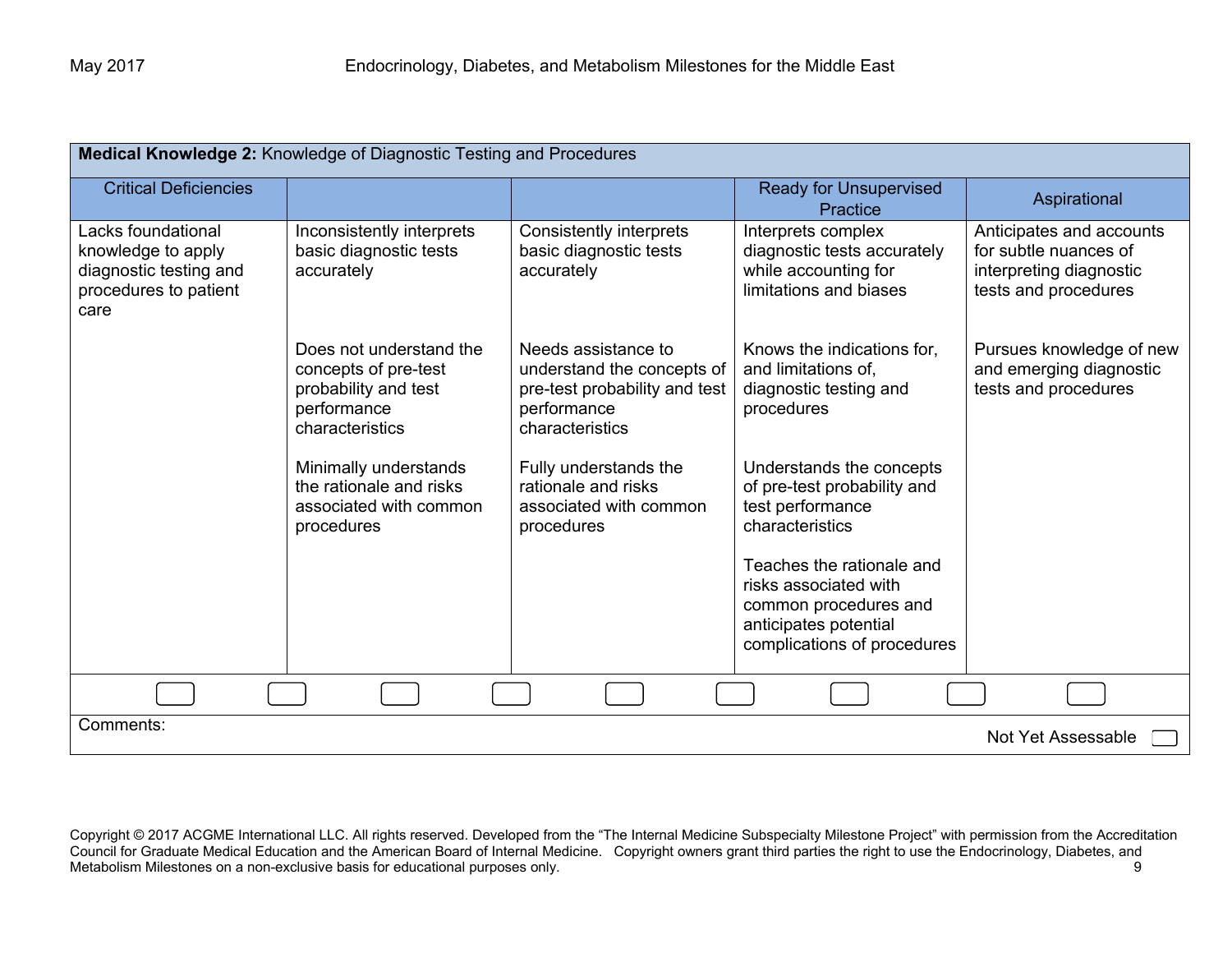| **Medical Knowledge 2:** Knowledge of Diagnostic Testing and Procedures | | | | |
|---|---|---|---|---|
| Critical Deficiencies | | | Ready for Unsupervised Practice | Aspirational |
| Lacks foundational knowledge to apply diagnostic testing and procedures to patient care | Inconsistently interprets basic diagnostic tests accurately<br><br>Does not understand the concepts of pre-test probability and test performance characteristics<br><br>Minimally understands the rationale and risks associated with common procedures | Consistently interprets basic diagnostic tests accurately<br><br>Needs assistance to understand the concepts of pre-test probability and test performance characteristics<br><br>Fully understands the rationale and risks associated with common procedures | Interprets complex diagnostic tests accurately while accounting for limitations and biases<br><br>Knows the indications for, and limitations of, diagnostic testing and procedures<br><br>Understands the concepts of pre-test probability and test performance characteristics<br><br>Teaches the rationale and risks associated with common procedures and anticipates potential complications of procedures | Anticipates and accounts for subtle nuances of interpreting diagnostic tests and procedures<br><br>Pursues knowledge of new and emerging diagnostic tests and procedures |

Comments:

Not Yet Assessable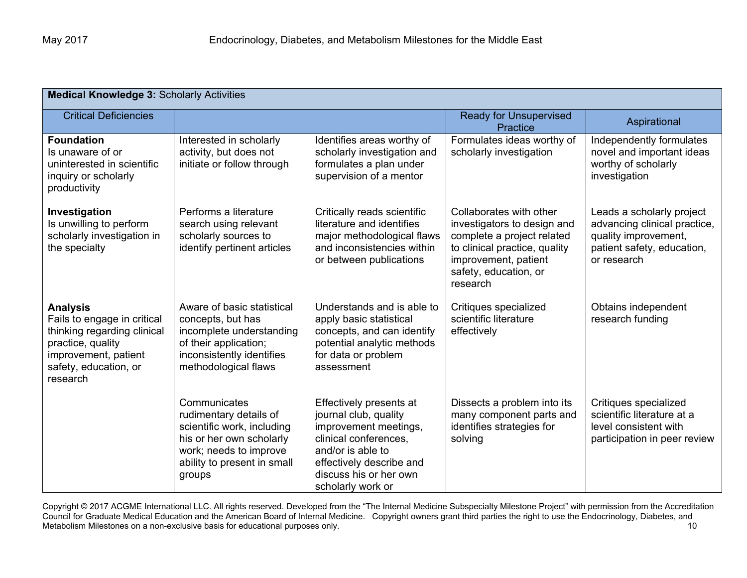| **Medical Knowledge 3:** Scholarly Activities | | | | |
|---|---|---|---|---|
| Critical Deficiencies | | | Ready for Unsupervised Practice | Aspirational |
| **Foundation**<br>Is unaware of or uninterested in scientific inquiry or scholarly productivity | Interested in scholarly activity, but does not initiate or follow through | Identifies areas worthy of scholarly investigation and formulates a plan under supervision of a mentor | Formulates ideas worthy of scholarly investigation | Independently formulates novel and important ideas worthy of scholarly investigation |
| **Investigation**<br>Is unwilling to perform scholarly investigation in the specialty | Performs a literature search using relevant scholarly sources to identify pertinent articles | Critically reads scientific literature and identifies major methodological flaws and inconsistencies within or between publications | Collaborates with other investigators to design and complete a project related to clinical practice, quality improvement, patient safety, education, or research | Leads a scholarly project advancing clinical practice, quality improvement, patient safety, education, or research |
| **Analysis**<br>Fails to engage in critical thinking regarding clinical practice, quality improvement, patient safety, education, or research | Aware of basic statistical concepts, but has incomplete understanding of their application; inconsistently identifies methodological flaws | Understands and is able to apply basic statistical concepts, and can identify potential analytic methods for data or problem assessment | Critiques specialized scientific literature effectively | Obtains independent research funding |
| | Communicates rudimentary details of scientific work, including his or her own scholarly work; needs to improve ability to present in small groups | Effectively presents at journal club, quality improvement meetings, clinical conferences, and/or is able to effectively describe and discuss his or her own scholarly work or | Dissects a problem into its many component parts and identifies strategies for solving | Critiques specialized scientific literature at a level consistent with participation in peer review |

Copyright © 2017 ACGME International LLC. All rights reserved. Developed from the "The Internal Medicine Subspecialty Milestone Project" with permission from the Accreditation Council for Graduate Medical Education and the American Board of Internal Medicine. Copyright owners grant third parties the right to use the Endocrinology, Diabetes, and Metabolism Milestones on a non-exclusive basis for educational purposes only.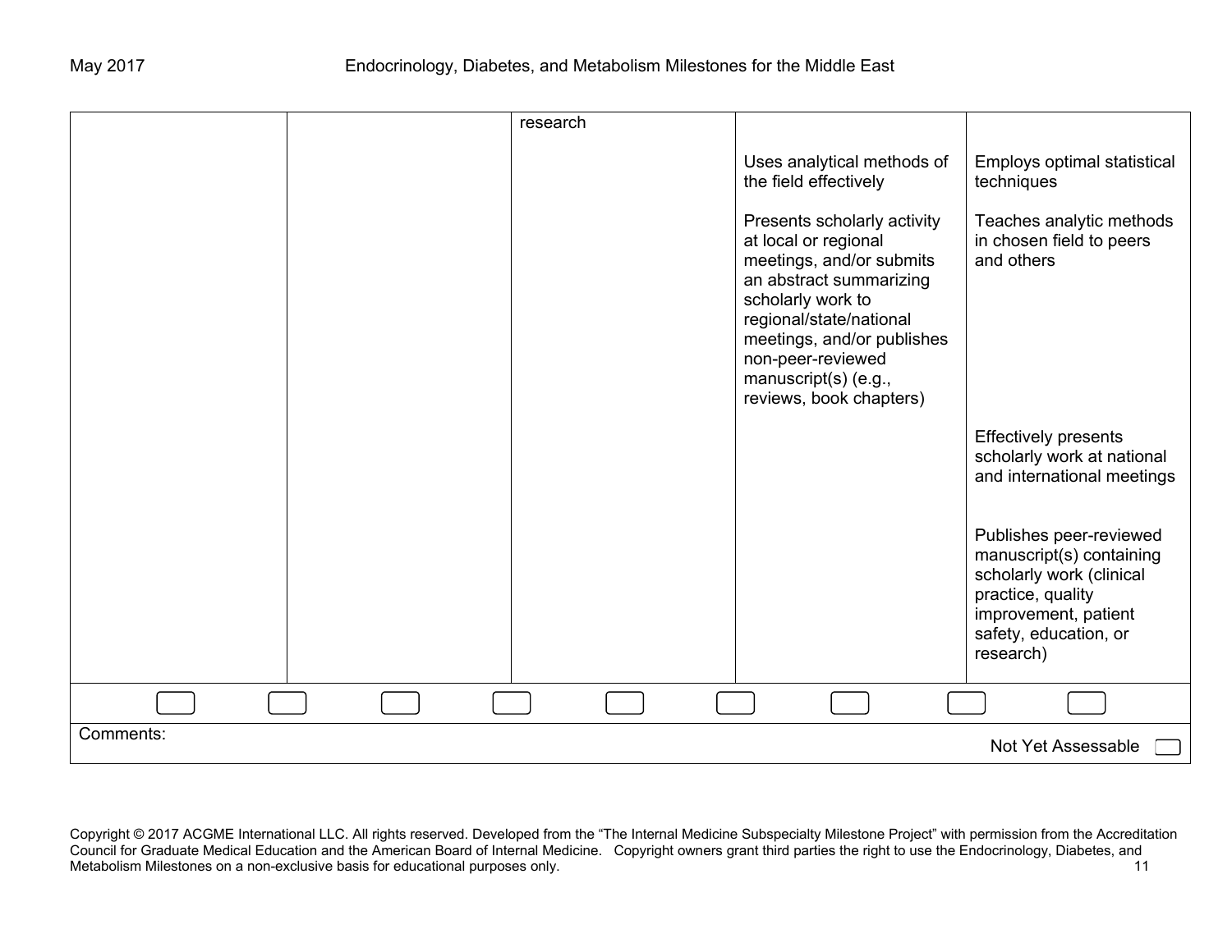| | | | | |
|---|---|---|---|---|
| | | research | | |
| | | | Uses analytical methods of the field effectively | Employs optimal statistical techniques |
| | | | Presents scholarly activity at local or regional meetings, and/or submits an abstract summarizing scholarly work to regional/state/national meetings, and/or publishes non-peer-reviewed manuscript(s) (e.g., reviews, book chapters) | Teaches analytic methods in chosen field to peers and others |
| | | | | Effectively presents scholarly work at national and international meetings |
| | | | | Publishes peer-reviewed manuscript(s) containing scholarly work (clinical practice, quality improvement, patient safety, education, or research) |

☐ ☐ ☐ ☐ ☐ ☐ ☐ ☐ ☐

Comments:

Not Yet Assessable ☐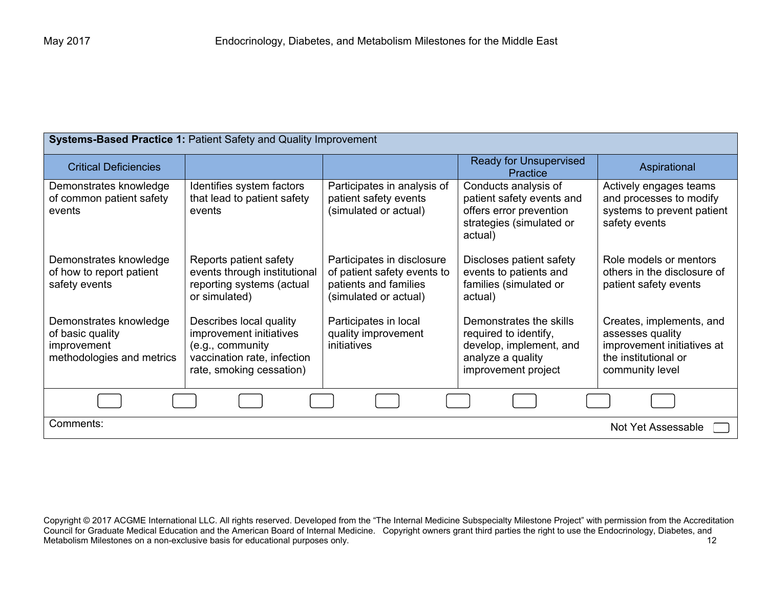| **Systems-Based Practice 1:** Patient Safety and Quality Improvement | | | | |
|---|---|---|---|---|
| Critical Deficiencies | | | Ready for Unsupervised Practice | Aspirational |
| Demonstrates knowledge of common patient safety events | Identifies system factors that lead to patient safety events | Participates in analysis of patient safety events (simulated or actual) | Conducts analysis of patient safety events and offers error prevention strategies (simulated or actual) | Actively engages teams and processes to modify systems to prevent patient safety events |
| Demonstrates knowledge of how to report patient safety events | Reports patient safety events through institutional reporting systems (actual or simulated) | Participates in disclosure of patient safety events to patients and families (simulated or actual) | Discloses patient safety events to patients and families (simulated or actual) | Role models or mentors others in the disclosure of patient safety events |
| Demonstrates knowledge of basic quality improvement methodologies and metrics | Describes local quality improvement initiatives (e.g., community vaccination rate, infection rate, smoking cessation) | Participates in local quality improvement initiatives | Demonstrates the skills required to identify, develop, implement, and analyze a quality improvement project | Creates, implements, and assesses quality improvement initiatives at the institutional or community level |

Comments:

Not Yet Assessable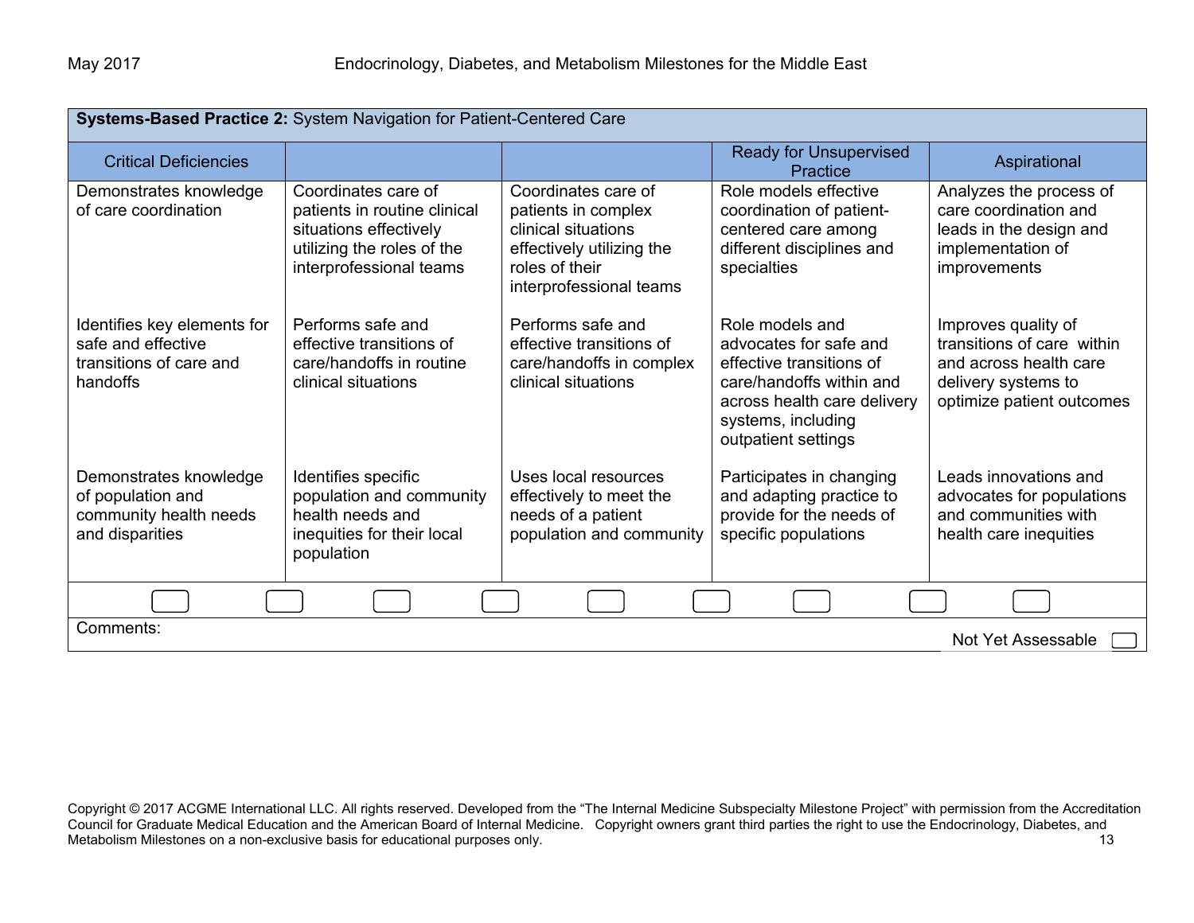| **Systems-Based Practice 2:** System Navigation for Patient-Centered Care | | | | |
|---|---|---|---|---|
| Critical Deficiencies | | | Ready for Unsupervised Practice | Aspirational |
| Demonstrates knowledge of care coordination | Coordinates care of patients in routine clinical situations effectively utilizing the roles of the interprofessional teams | Coordinates care of patients in complex clinical situations effectively utilizing the roles of their interprofessional teams | Role models effective coordination of patient-centered care among different disciplines and specialties | Analyzes the process of care coordination and leads in the design and implementation of improvements |
| Identifies key elements for safe and effective transitions of care and handoffs | Performs safe and effective transitions of care/handoffs in routine clinical situations | Performs safe and effective transitions of care/handoffs in complex clinical situations | Role models and advocates for safe and effective transitions of care/handoffs within and across health care delivery systems, including outpatient settings | Improves quality of transitions of care within and across health care delivery systems to optimize patient outcomes |
| Demonstrates knowledge of population and community health needs and disparities | Identifies specific population and community health needs and inequities for their local population | Uses local resources effectively to meet the needs of a patient population and community | Participates in changing and adapting practice to provide for the needs of specific populations | Leads innovations and advocates for populations and communities with health care inequities |

Comments:

Not Yet Assessable

Copyright © 2017 ACGME International LLC. All rights reserved. Developed from the "The Internal Medicine Subspecialty Milestone Project" with permission from the Accreditation Council for Graduate Medical Education and the American Board of Internal Medicine. Copyright owners grant third parties the right to use the Endocrinology, Diabetes, and Metabolism Milestones on a non-exclusive basis for educational purposes only.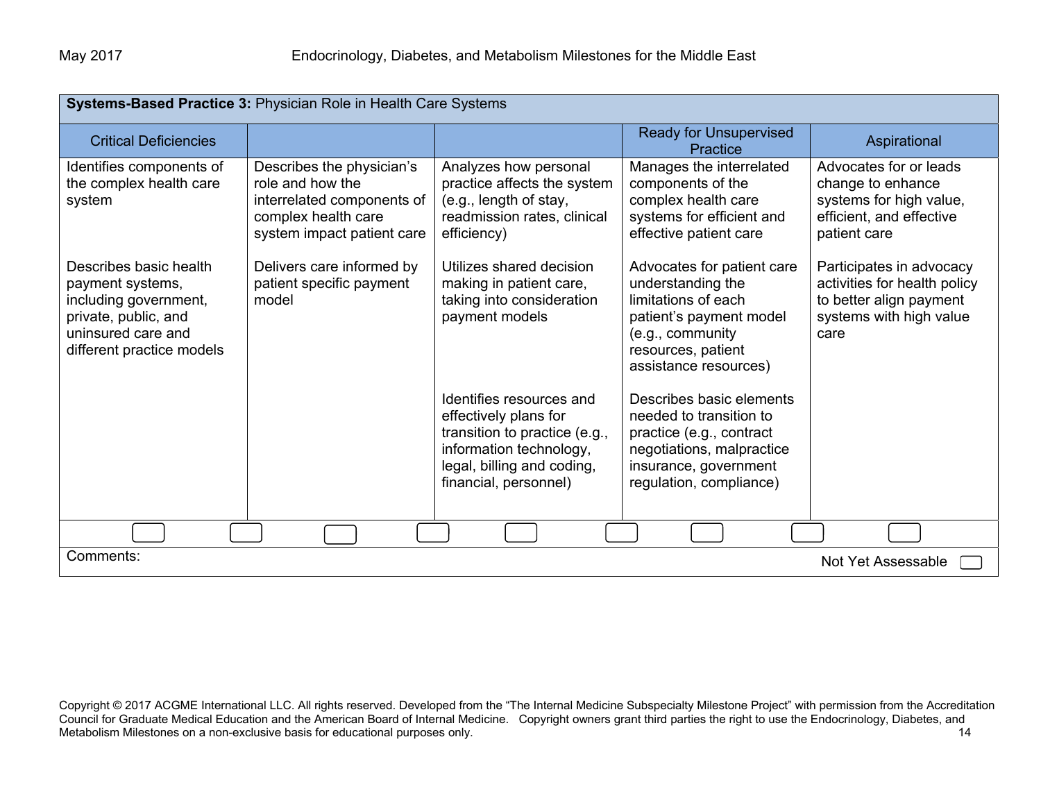| **Systems-Based Practice 3:** Physician Role in Health Care Systems | | | | |
|---|---|---|---|---|
| Critical Deficiencies | | | Ready for Unsupervised Practice | Aspirational |
| Identifies components of the complex health care system | Describes the physician's role and how the interrelated components of complex health care system impact patient care | Analyzes how personal practice affects the system (e.g., length of stay, readmission rates, clinical efficiency) | Manages the interrelated components of the complex health care systems for efficient and effective patient care | Advocates for or leads change to enhance systems for high value, efficient, and effective patient care |
| Describes basic health payment systems, including government, private, public, and uninsured care and different practice models | Delivers care informed by patient specific payment model | Utilizes shared decision making in patient care, taking into consideration payment models | Advocates for patient care understanding the limitations of each patient's payment model (e.g., community resources, patient assistance resources) | Participates in advocacy activities for health policy to better align payment systems with high value care |
| | | Identifies resources and effectively plans for transition to practice (e.g., information technology, legal, billing and coding, financial, personnel) | Describes basic elements needed to transition to practice (e.g., contract negotiations, malpractice insurance, government regulation, compliance) | |

Comments:

Not Yet Assessable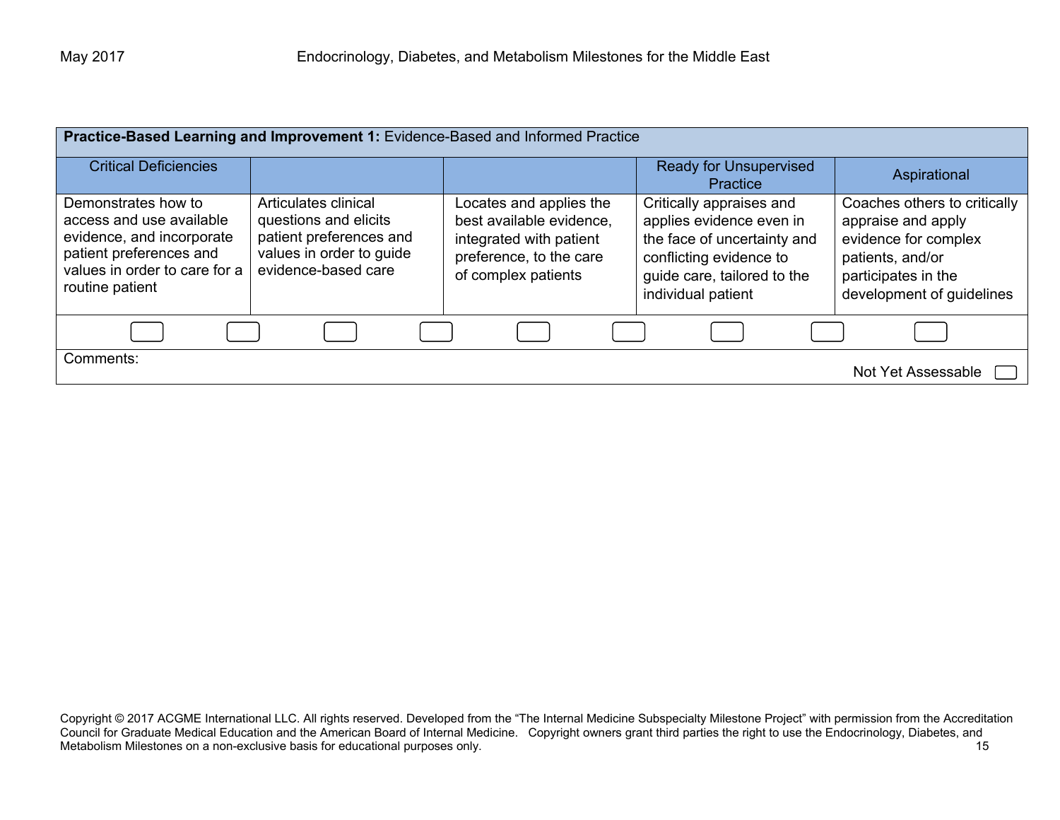| **Practice-Based Learning and Improvement 1:** Evidence-Based and Informed Practice | | | | |
|---|---|---|---|---|
| Critical Deficiencies | | | Ready for Unsupervised Practice | Aspirational |
| Demonstrates how to access and use available evidence, and incorporate patient preferences and values in order to care for a routine patient | Articulates clinical questions and elicits patient preferences and values in order to guide evidence-based care | Locates and applies the best available evidence, integrated with patient preference, to the care of complex patients | Critically appraises and applies evidence even in the face of uncertainty and conflicting evidence to guide care, tailored to the individual patient | Coaches others to critically appraise and apply evidence for complex patients, and/or participates in the development of guidelines |

Comments:

Not Yet Assessable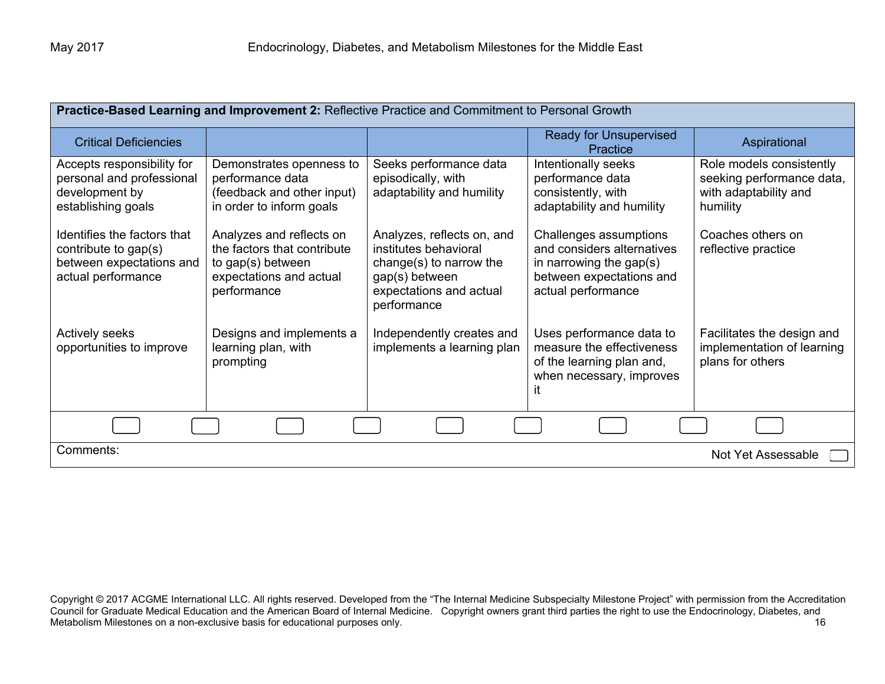| **Practice-Based Learning and Improvement 2:** Reflective Practice and Commitment to Personal Growth | | | | |
|---|---|---|---|---|
| Critical Deficiencies | | | Ready for Unsupervised Practice | Aspirational |
| Accepts responsibility for personal and professional development by establishing goals<br><br>Identifies the factors that contribute to gap(s) between expectations and actual performance<br><br>Actively seeks opportunities to improve | Demonstrates openness to performance data (feedback and other input) in order to inform goals<br><br>Analyzes and reflects on the factors that contribute to gap(s) between expectations and actual performance<br><br>Designs and implements a learning plan, with prompting | Seeks performance data episodically, with adaptability and humility<br><br>Analyzes, reflects on, and institutes behavioral change(s) to narrow the gap(s) between expectations and actual performance<br><br>Independently creates and implements a learning plan | Intentionally seeks performance data consistently, with adaptability and humility<br><br>Challenges assumptions and considers alternatives in narrowing the gap(s) between expectations and actual performance<br><br>Uses performance data to measure the effectiveness of the learning plan and, when necessary, improves it | Role models consistently seeking performance data, with adaptability and humility<br><br>Coaches others on reflective practice<br><br>Facilitates the design and implementation of learning plans for others |
| ☐ ☐ | ☐ ☐ | ☐ ☐ | ☐ ☐ | ☐ |
| Comments: | | | | Not Yet Assessable ☐ |

Copyright © 2017 ACGME International LLC. All rights reserved. Developed from the "The Internal Medicine Subspecialty Milestone Project" with permission from the Accreditation Council for Graduate Medical Education and the American Board of Internal Medicine. Copyright owners grant third parties the right to use the Endocrinology, Diabetes, and Metabolism Milestones on a non-exclusive basis for educational purposes only.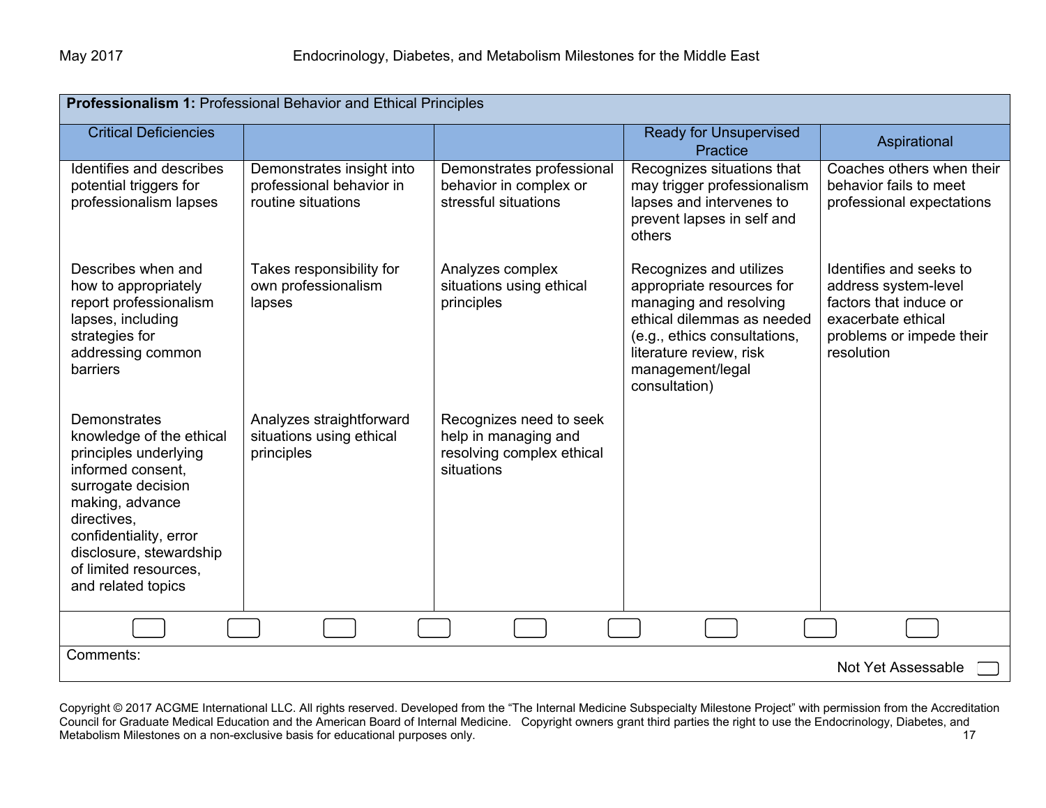| **Professionalism 1:** Professional Behavior and Ethical Principles | | | | |
|---|---|---|---|---|
| Critical Deficiencies | | | Ready for Unsupervised Practice | Aspirational |
| Identifies and describes potential triggers for professionalism lapses | Demonstrates insight into professional behavior in routine situations | Demonstrates professional behavior in complex or stressful situations | Recognizes situations that may trigger professionalism lapses and intervenes to prevent lapses in self and others | Coaches others when their behavior fails to meet professional expectations |
| Describes when and how to appropriately report professionalism lapses, including strategies for addressing common barriers | Takes responsibility for own professionalism lapses | Analyzes complex situations using ethical principles | Recognizes and utilizes appropriate resources for managing and resolving ethical dilemmas as needed (e.g., ethics consultations, literature review, risk management/legal consultation) | Identifies and seeks to address system-level factors that induce or exacerbate ethical problems or impede their resolution |
| Demonstrates knowledge of the ethical principles underlying informed consent, surrogate decision making, advance directives, confidentiality, error disclosure, stewardship of limited resources, and related topics | Analyzes straightforward situations using ethical principles | Recognizes need to seek help in managing and resolving complex ethical situations | | |

Comments:

Not Yet Assessable

Copyright © 2017 ACGME International LLC. All rights reserved. Developed from the "The Internal Medicine Subspecialty Milestone Project" with permission from the Accreditation Council for Graduate Medical Education and the American Board of Internal Medicine. Copyright owners grant third parties the right to use the Endocrinology, Diabetes, and Metabolism Milestones on a non-exclusive basis for educational purposes only.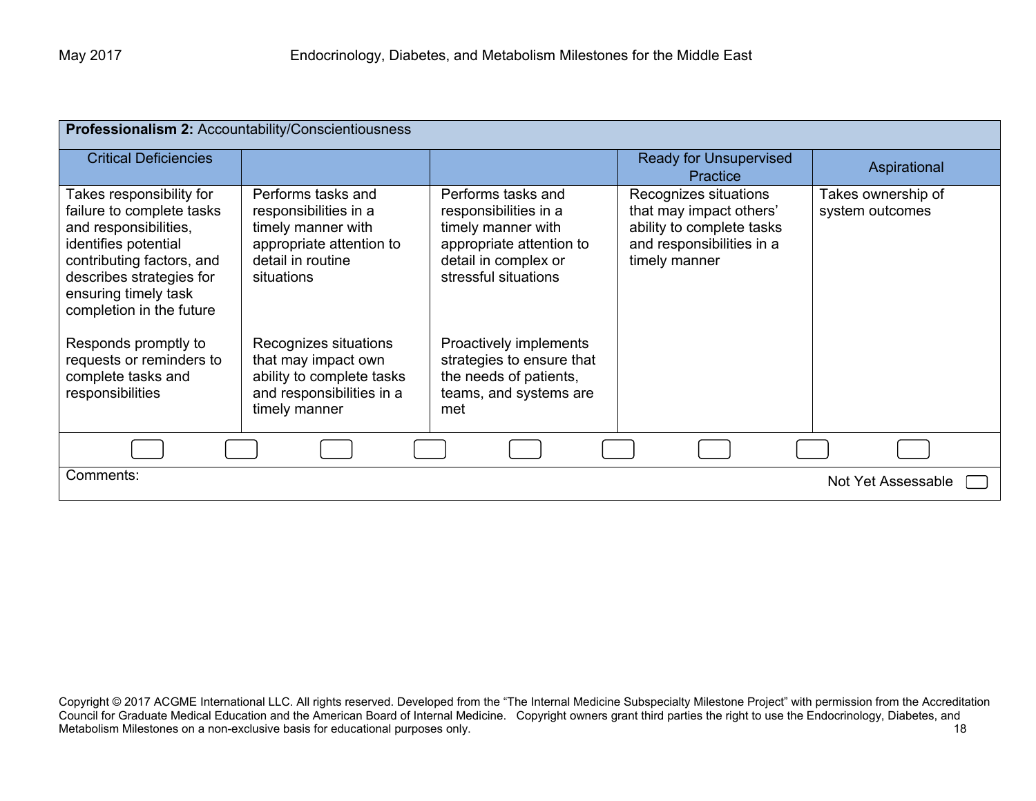| **Professionalism 2:** Accountability/Conscientiousness | | | | |
|---|---|---|---|---|
| Critical Deficiencies | | | Ready for Unsupervised Practice | Aspirational |
| Takes responsibility for failure to complete tasks and responsibilities, identifies potential contributing factors, and describes strategies for ensuring timely task completion in the future<br><br>Responds promptly to requests or reminders to complete tasks and responsibilities | Performs tasks and responsibilities in a timely manner with appropriate attention to detail in routine situations<br><br>Recognizes situations that may impact own ability to complete tasks and responsibilities in a timely manner | Performs tasks and responsibilities in a timely manner with appropriate attention to detail in complex or stressful situations<br><br>Proactively implements strategies to ensure that the needs of patients, teams, and systems are met | Recognizes situations that may impact others' ability to complete tasks and responsibilities in a timely manner | Takes ownership of system outcomes |

Comments: Not Yet Assessable

Copyright © 2017 ACGME International LLC. All rights reserved. Developed from the "The Internal Medicine Subspecialty Milestone Project" with permission from the Accreditation Council for Graduate Medical Education and the American Board of Internal Medicine. Copyright owners grant third parties the right to use the Endocrinology, Diabetes, and Metabolism Milestones on a non-exclusive basis for educational purposes only.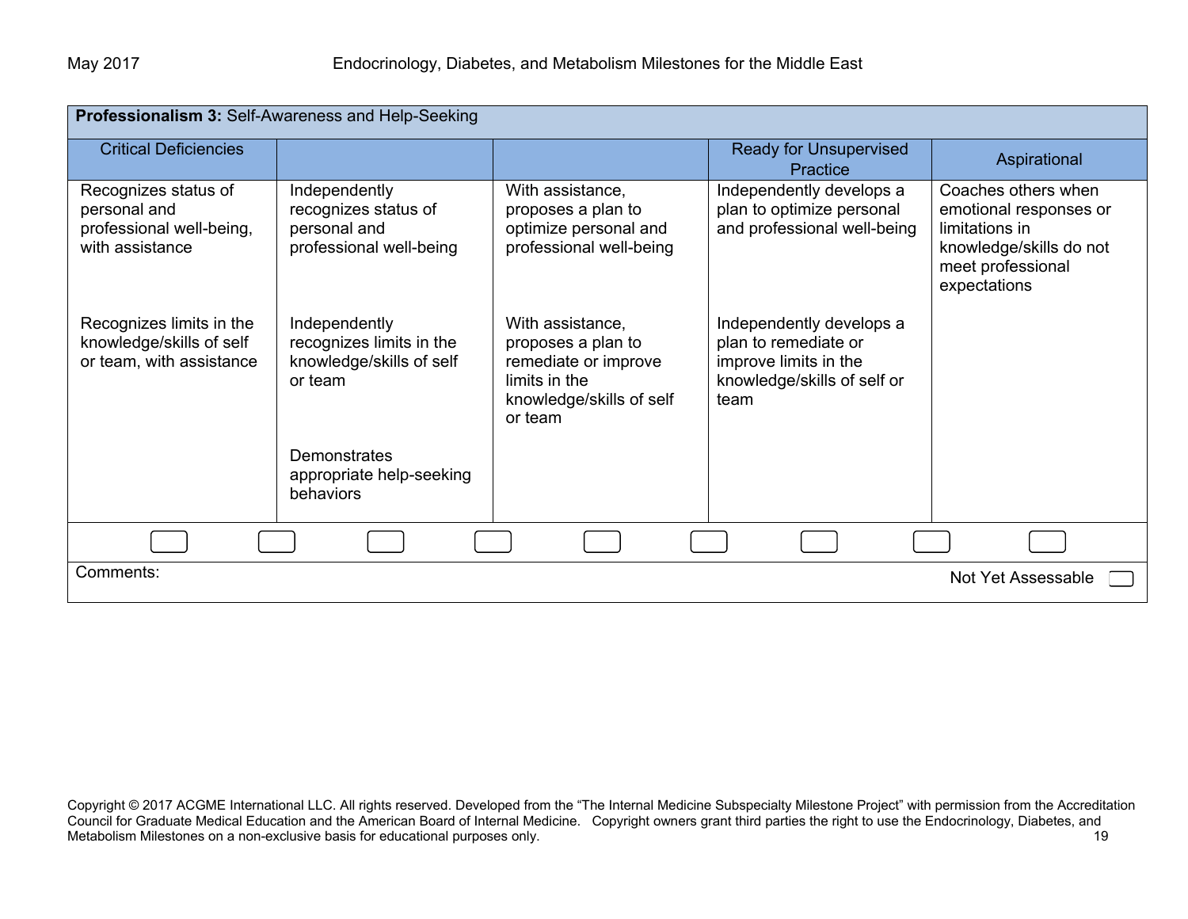**Professionalism 3:** Self-Awareness and Help-Seeking

| Critical Deficiencies | | | Ready for Unsupervised Practice | Aspirational |
|---|---|---|---|---|
| Recognizes status of personal and professional well-being, with assistance | Independently recognizes status of personal and professional well-being | With assistance, proposes a plan to optimize personal and professional well-being | Independently develops a plan to optimize personal and professional well-being | Coaches others when emotional responses or limitations in knowledge/skills do not meet professional expectations |
| Recognizes limits in the knowledge/skills of self or team, with assistance | Independently recognizes limits in the knowledge/skills of self or team | With assistance, proposes a plan to remediate or improve limits in the knowledge/skills of self or team | Independently develops a plan to remediate or improve limits in the knowledge/skills of self or team | |
| | Demonstrates appropriate help-seeking behaviors | | | |

Comments:

Not Yet Assessable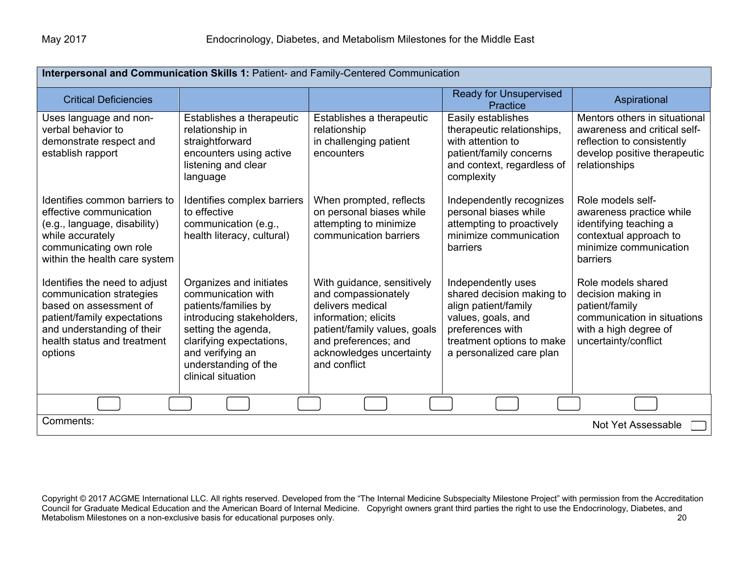| **Interpersonal and Communication Skills 1:** Patient- and Family-Centered Communication | | | | |
|---|---|---|---|---|
| Critical Deficiencies | | | Ready for Unsupervised Practice | Aspirational |
| Uses language and non-verbal behavior to demonstrate respect and establish rapport | Establishes a therapeutic relationship in straightforward encounters using active listening and clear language | Establishes a therapeutic relationship in challenging patient encounters | Easily establishes therapeutic relationships, with attention to patient/family concerns and context, regardless of complexity | Mentors others in situational awareness and critical self-reflection to consistently develop positive therapeutic relationships |
| Identifies common barriers to effective communication (e.g., language, disability) while accurately communicating own role within the health care system | Identifies complex barriers to effective communication (e.g., health literacy, cultural) | When prompted, reflects on personal biases while attempting to minimize communication barriers | Independently recognizes personal biases while attempting to proactively minimize communication barriers | Role models self-awareness practice while identifying teaching a contextual approach to minimize communication barriers |
| Identifies the need to adjust communication strategies based on assessment of patient/family expectations and understanding of their health status and treatment options | Organizes and initiates communication with patients/families by introducing stakeholders, setting the agenda, clarifying expectations, and verifying an understanding of the clinical situation | With guidance, sensitively and compassionately delivers medical information; elicits patient/family values, goals and preferences; and acknowledges uncertainty and conflict | Independently uses shared decision making to align patient/family values, goals, and preferences with treatment options to make a personalized care plan | Role models shared decision making in patient/family communication in situations with a high degree of uncertainty/conflict |

Comments:

Not Yet Assessable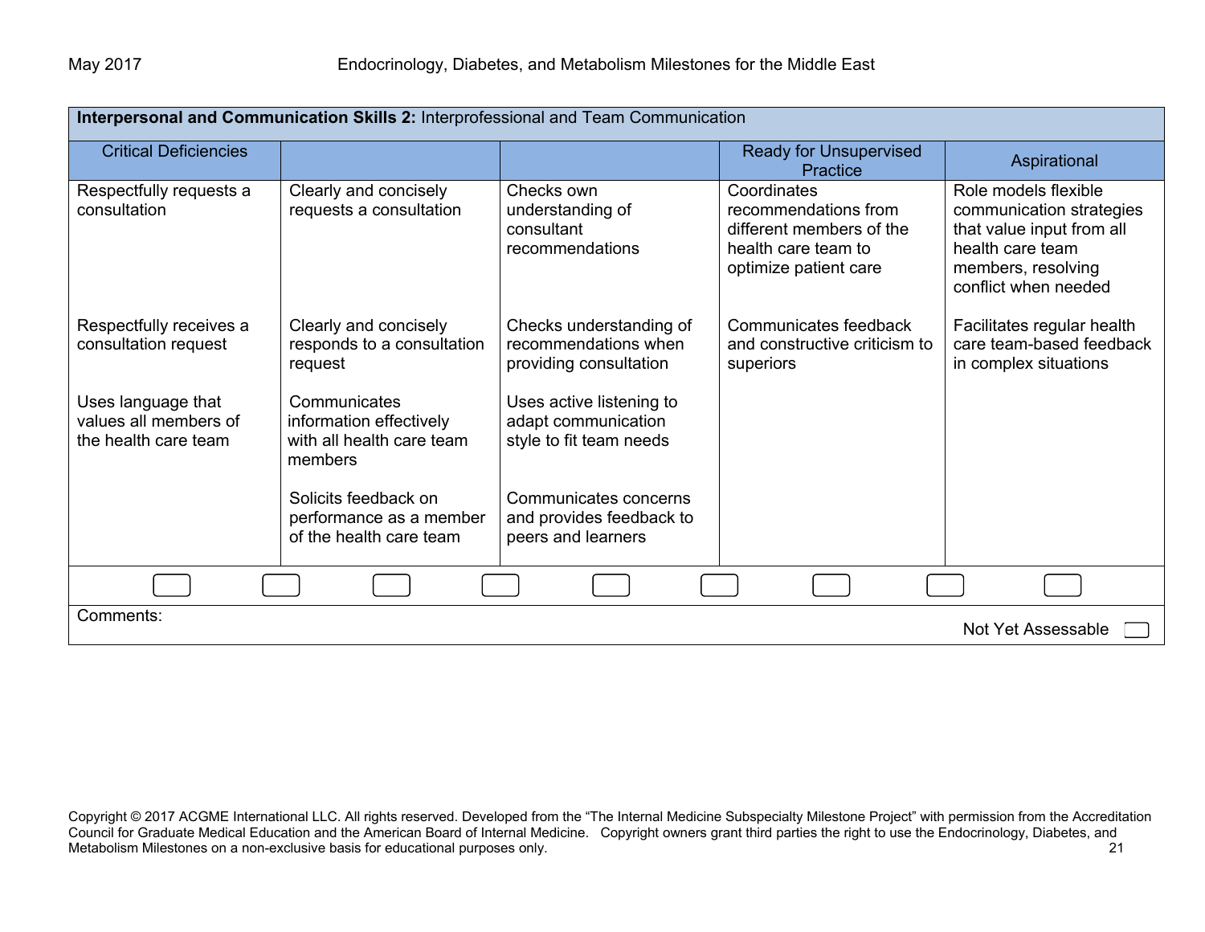| **Interpersonal and Communication Skills 2:** Interprofessional and Team Communication | | | | |
|---|---|---|---|---|
| Critical Deficiencies | | | Ready for Unsupervised Practice | Aspirational |
| Respectfully requests a consultation | Clearly and concisely requests a consultation | Checks own understanding of consultant recommendations | Coordinates recommendations from different members of the health care team to optimize patient care | Role models flexible communication strategies that value input from all health care team members, resolving conflict when needed |
| Respectfully receives a consultation request | Clearly and concisely responds to a consultation request | Checks understanding of recommendations when providing consultation | Communicates feedback and constructive criticism to superiors | Facilitates regular health care team-based feedback in complex situations |
| Uses language that values all members of the health care team | Communicates information effectively with all health care team members | Uses active listening to adapt communication style to fit team needs | | |
| | Solicits feedback on performance as a member of the health care team | Communicates concerns and provides feedback to peers and learners | | |

Comments:

Not Yet Assessable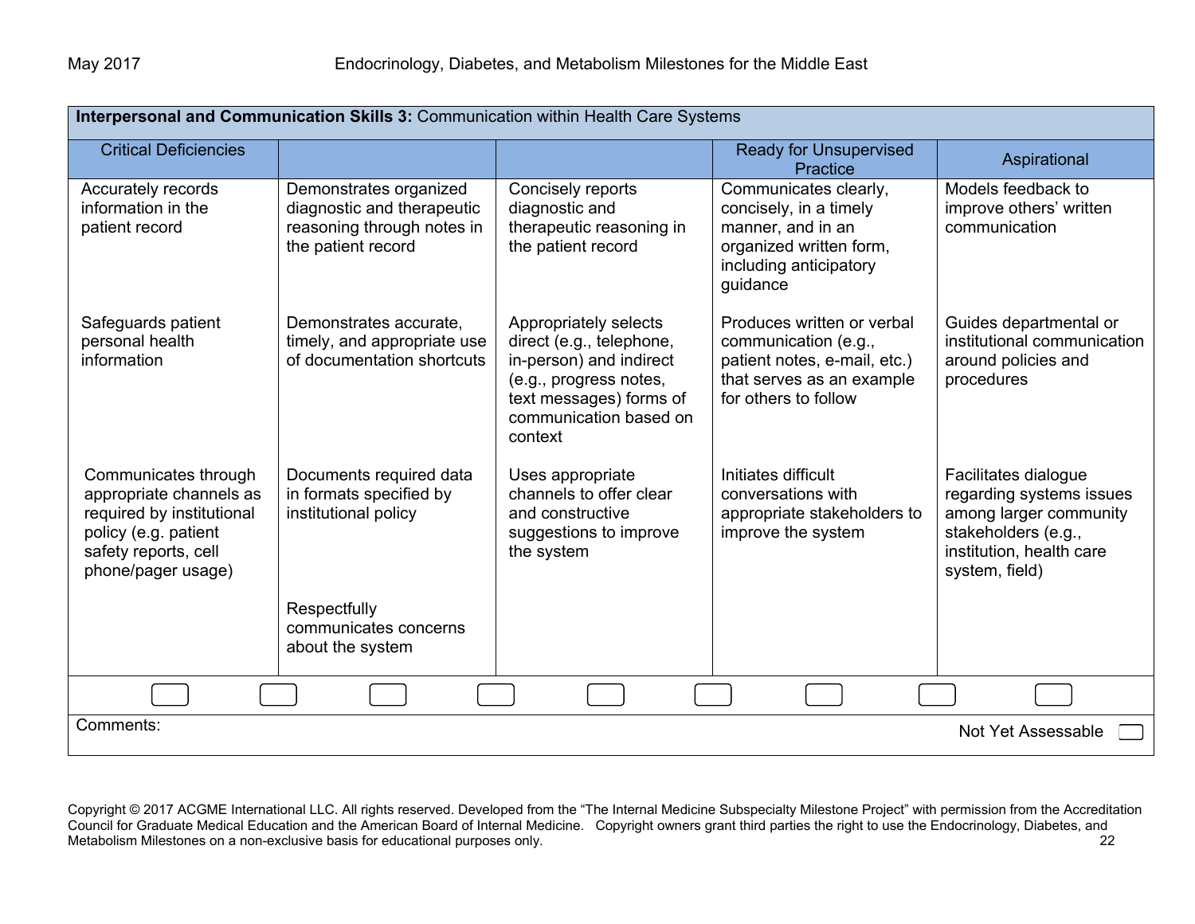| Interpersonal and Communication Skills 3: Communication within Health Care Systems | | | | |
|---|---|---|---|---|
| Critical Deficiencies | | | Ready for Unsupervised Practice | Aspirational |
| Accurately records information in the patient record | Demonstrates organized diagnostic and therapeutic reasoning through notes in the patient record | Concisely reports diagnostic and therapeutic reasoning in the patient record | Communicates clearly, concisely, in a timely manner, and in an organized written form, including anticipatory guidance | Models feedback to improve others' written communication |
| Safeguards patient personal health information | Demonstrates accurate, timely, and appropriate use of documentation shortcuts | Appropriately selects direct (e.g., telephone, in-person) and indirect (e.g., progress notes, text messages) forms of communication based on context | Produces written or verbal communication (e.g., patient notes, e-mail, etc.) that serves as an example for others to follow | Guides departmental or institutional communication around policies and procedures |
| Communicates through appropriate channels as required by institutional policy (e.g. patient safety reports, cell phone/pager usage) | Documents required data in formats specified by institutional policy<br><br>Respectfully communicates concerns about the system | Uses appropriate channels to offer clear and constructive suggestions to improve the system | Initiates difficult conversations with appropriate stakeholders to improve the system | Facilitates dialogue regarding systems issues among larger community stakeholders (e.g., institution, health care system, field) |

Comments:

Not Yet Assessable

Copyright © 2017 ACGME International LLC. All rights reserved. Developed from the "The Internal Medicine Subspecialty Milestone Project" with permission from the Accreditation Council for Graduate Medical Education and the American Board of Internal Medicine. Copyright owners grant third parties the right to use the Endocrinology, Diabetes, and Metabolism Milestones on a non-exclusive basis for educational purposes only.